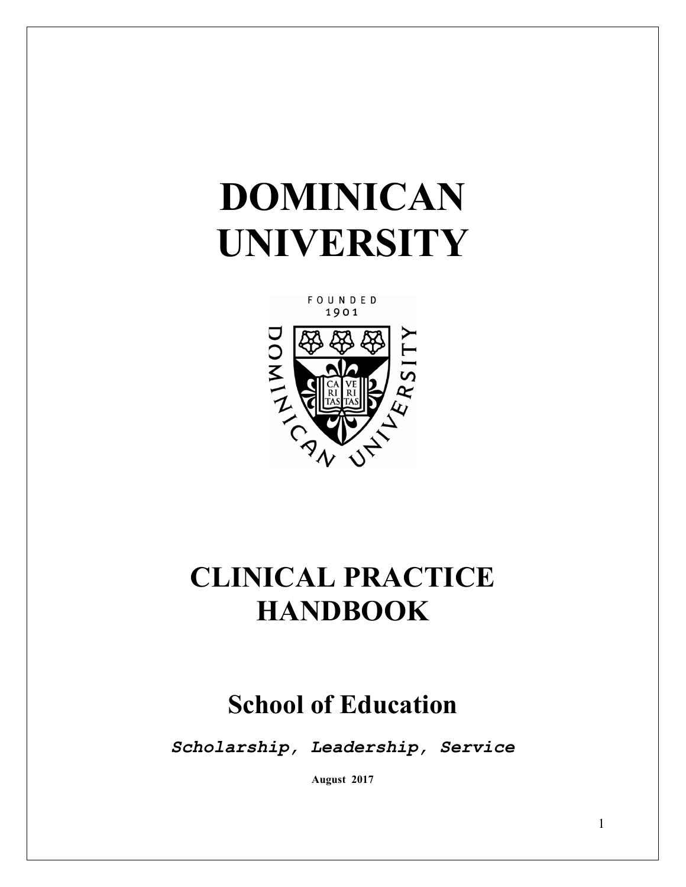# DOMINICAN UNIVERSITY

# CLINICAL PRACTICE HANDBOOK

## School of Education

***Scholarship, Leadership, Service***

**August 2017**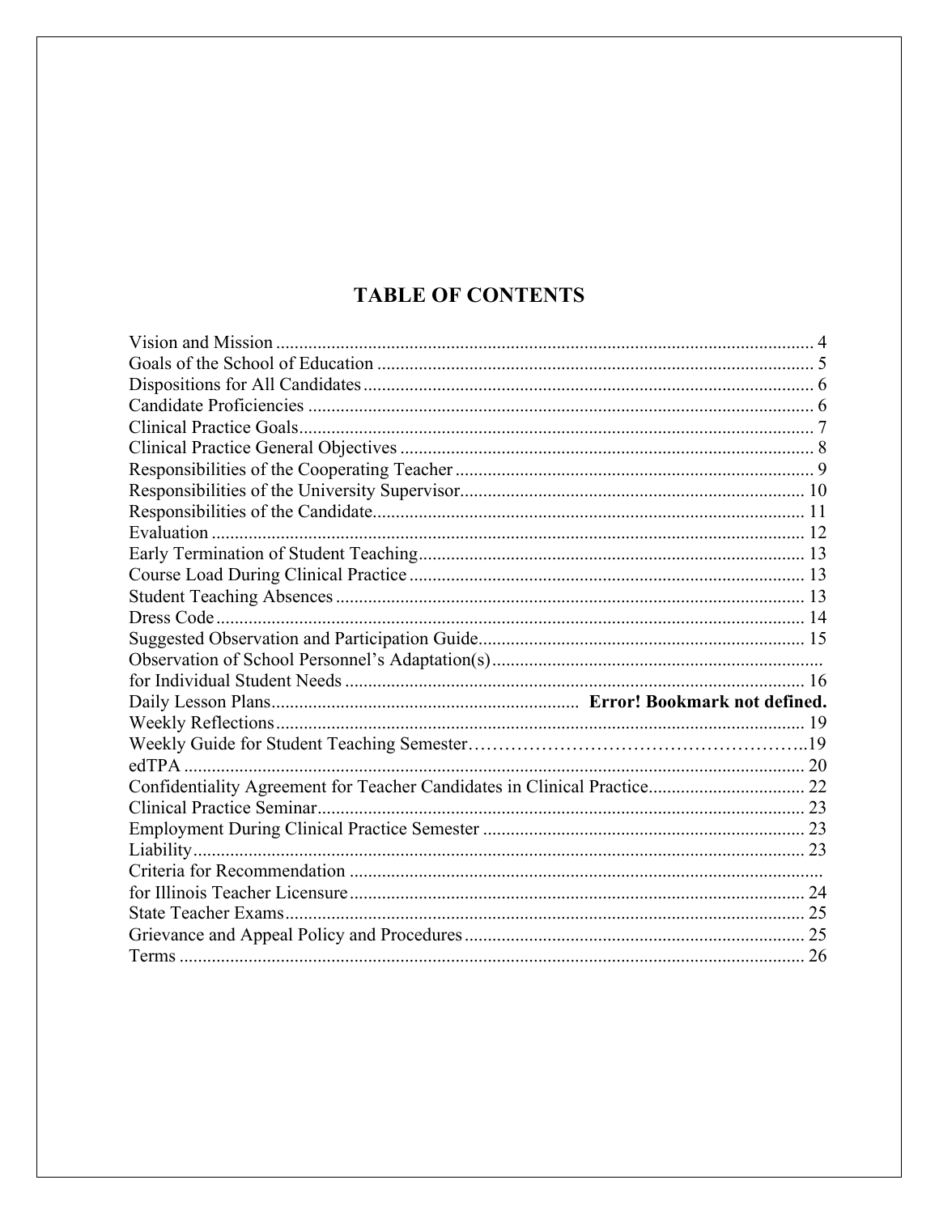# TABLE OF CONTENTS

Vision and Mission .................................................................................................................... 4
Goals of the School of Education ............................................................................................. 5
Dispositions for All Candidates ................................................................................................ 6
Candidate Proficiencies ............................................................................................................ 6
Clinical Practice Goals.............................................................................................................. 7
Clinical Practice General Objectives ......................................................................................... 8
Responsibilities of the Cooperating Teacher ............................................................................. 9
Responsibilities of the University Supervisor.......................................................................... 10
Responsibilities of the Candidate............................................................................................. 11
Evaluation ............................................................................................................................... 12
Early Termination of Student Teaching................................................................................... 13
Course Load During Clinical Practice ..................................................................................... 13
Student Teaching Absences ..................................................................................................... 13
Dress Code............................................................................................................................... 14
Suggested Observation and Participation Guide....................................................................... 15
Observation of School Personnel's Adaptation(s).......................................................................
for Individual Student Needs ................................................................................................... 16
Daily Lesson Plans.................................................................. **Error! Bookmark not defined.**
Weekly Reflections.................................................................................................................. 19
Weekly Guide for Student Teaching Semester………………………………………………..19
edTPA ...................................................................................................................................... 20
Confidentiality Agreement for Teacher Candidates in Clinical Practice.................................. 22
Clinical Practice Seminar......................................................................................................... 23
Employment During Clinical Practice Semester ..................................................................... 23
Liability................................................................................................................................... 23
Criteria for Recommendation ...................................................................................................
for Illinois Teacher Licensure.................................................................................................. 24
State Teacher Exams................................................................................................................ 25
Grievance and Appeal Policy and Procedures ......................................................................... 25
Terms ....................................................................................................................................... 26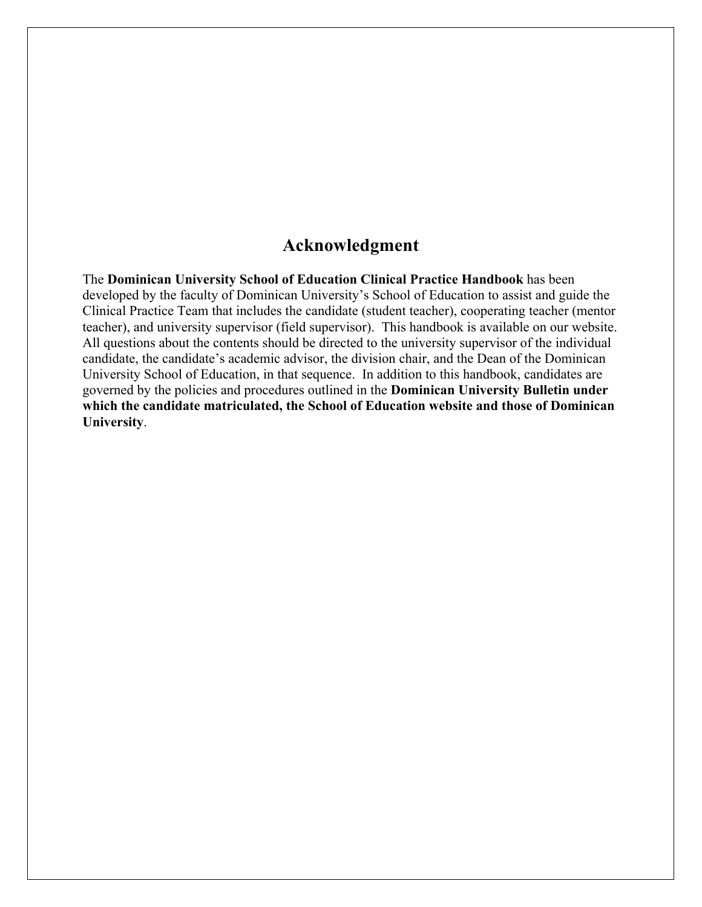## Acknowledgment

The **Dominican University School of Education Clinical Practice Handbook** has been developed by the faculty of Dominican University's School of Education to assist and guide the Clinical Practice Team that includes the candidate (student teacher), cooperating teacher (mentor teacher), and university supervisor (field supervisor). This handbook is available on our website. All questions about the contents should be directed to the university supervisor of the individual candidate, the candidate's academic advisor, the division chair, and the Dean of the Dominican University School of Education, in that sequence. In addition to this handbook, candidates are governed by the policies and procedures outlined in the **Dominican University Bulletin under which the candidate matriculated, the School of Education website and those of Dominican University**.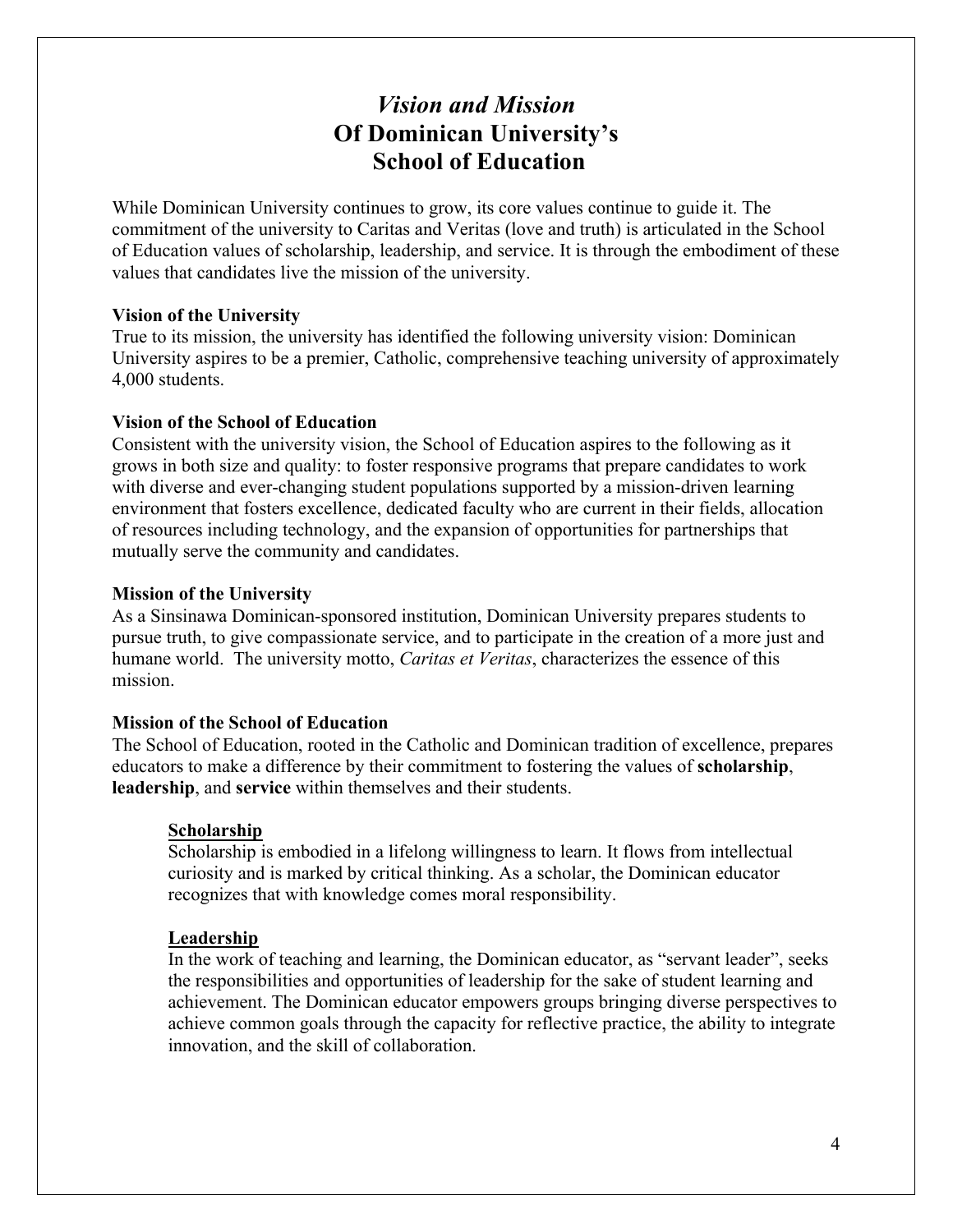# *Vision and Mission* Of Dominican University's School of Education

While Dominican University continues to grow, its core values continue to guide it. The commitment of the university to Caritas and Veritas (love and truth) is articulated in the School of Education values of scholarship, leadership, and service. It is through the embodiment of these values that candidates live the mission of the university.

**Vision of the University**

True to its mission, the university has identified the following university vision: Dominican University aspires to be a premier, Catholic, comprehensive teaching university of approximately 4,000 students.

**Vision of the School of Education**

Consistent with the university vision, the School of Education aspires to the following as it grows in both size and quality: to foster responsive programs that prepare candidates to work with diverse and ever-changing student populations supported by a mission-driven learning environment that fosters excellence, dedicated faculty who are current in their fields, allocation of resources including technology, and the expansion of opportunities for partnerships that mutually serve the community and candidates.

**Mission of the University**

As a Sinsinawa Dominican-sponsored institution, Dominican University prepares students to pursue truth, to give compassionate service, and to participate in the creation of a more just and humane world. The university motto, *Caritas et Veritas*, characterizes the essence of this mission.

**Mission of the School of Education**

The School of Education, rooted in the Catholic and Dominican tradition of excellence, prepares educators to make a difference by their commitment to fostering the values of **scholarship**, **leadership**, and **service** within themselves and their students.

**Scholarship**

Scholarship is embodied in a lifelong willingness to learn. It flows from intellectual curiosity and is marked by critical thinking. As a scholar, the Dominican educator recognizes that with knowledge comes moral responsibility.

**Leadership**

In the work of teaching and learning, the Dominican educator, as "servant leader", seeks the responsibilities and opportunities of leadership for the sake of student learning and achievement. The Dominican educator empowers groups bringing diverse perspectives to achieve common goals through the capacity for reflective practice, the ability to integrate innovation, and the skill of collaboration.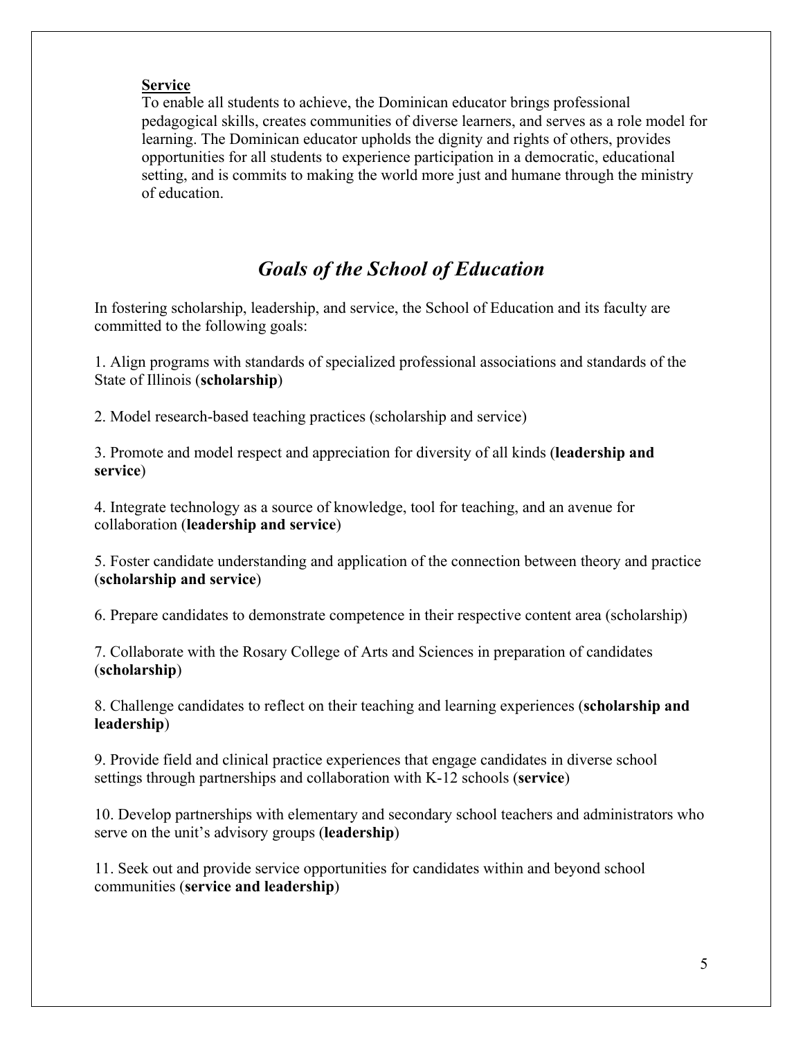**Service**

To enable all students to achieve, the Dominican educator brings professional pedagogical skills, creates communities of diverse learners, and serves as a role model for learning. The Dominican educator upholds the dignity and rights of others, provides opportunities for all students to experience participation in a democratic, educational setting, and is commits to making the world more just and humane through the ministry of education.

## *Goals of the School of Education*

In fostering scholarship, leadership, and service, the School of Education and its faculty are committed to the following goals:

1. Align programs with standards of specialized professional associations and standards of the State of Illinois (**scholarship**)

2. Model research-based teaching practices (scholarship and service)

3. Promote and model respect and appreciation for diversity of all kinds (**leadership and service**)

4. Integrate technology as a source of knowledge, tool for teaching, and an avenue for collaboration (**leadership and service**)

5. Foster candidate understanding and application of the connection between theory and practice (**scholarship and service**)

6. Prepare candidates to demonstrate competence in their respective content area (scholarship)

7. Collaborate with the Rosary College of Arts and Sciences in preparation of candidates (**scholarship**)

8. Challenge candidates to reflect on their teaching and learning experiences (**scholarship and leadership**)

9. Provide field and clinical practice experiences that engage candidates in diverse school settings through partnerships and collaboration with K-12 schools (**service**)

10. Develop partnerships with elementary and secondary school teachers and administrators who serve on the unit's advisory groups (**leadership**)

11. Seek out and provide service opportunities for candidates within and beyond school communities (**service and leadership**)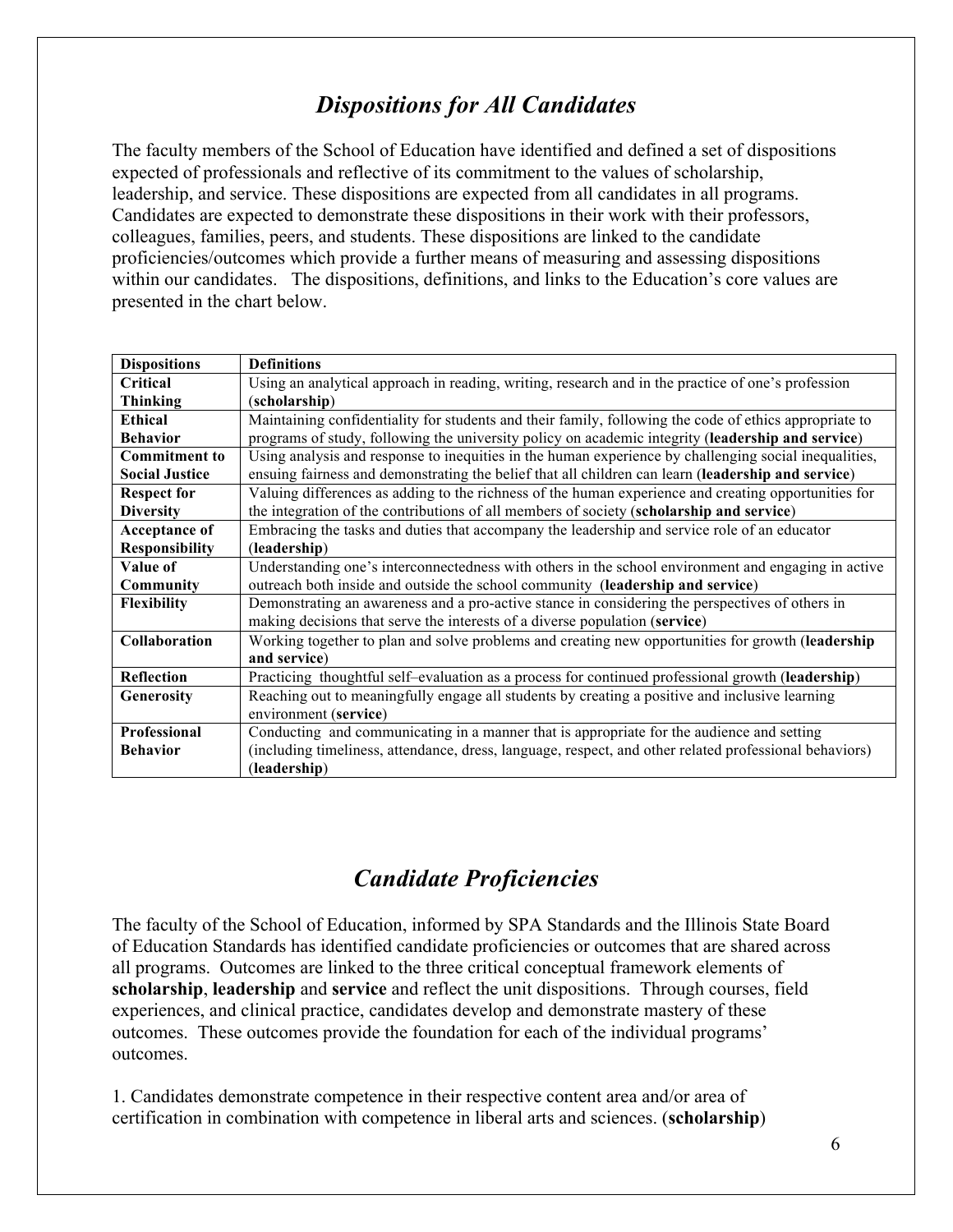## *Dispositions for All Candidates*

The faculty members of the School of Education have identified and defined a set of dispositions expected of professionals and reflective of its commitment to the values of scholarship, leadership, and service. These dispositions are expected from all candidates in all programs. Candidates are expected to demonstrate these dispositions in their work with their professors, colleagues, families, peers, and students. These dispositions are linked to the candidate proficiencies/outcomes which provide a further means of measuring and assessing dispositions within our candidates. The dispositions, definitions, and links to the Education's core values are presented in the chart below.

| Dispositions | Definitions |
|---|---|
| **Critical Thinking** | Using an analytical approach in reading, writing, research and in the practice of one's profession (**scholarship**) |
| **Ethical Behavior** | Maintaining confidentiality for students and their family, following the code of ethics appropriate to programs of study, following the university policy on academic integrity (**leadership and service**) |
| **Commitment to Social Justice** | Using analysis and response to inequities in the human experience by challenging social inequalities, ensuing fairness and demonstrating the belief that all children can learn (**leadership and service**) |
| **Respect for Diversity** | Valuing differences as adding to the richness of the human experience and creating opportunities for the integration of the contributions of all members of society (**scholarship and service**) |
| **Acceptance of Responsibility** | Embracing the tasks and duties that accompany the leadership and service role of an educator (**leadership**) |
| **Value of Community** | Understanding one's interconnectedness with others in the school environment and engaging in active outreach both inside and outside the school community (**leadership and service**) |
| **Flexibility** | Demonstrating an awareness and a pro-active stance in considering the perspectives of others in making decisions that serve the interests of a diverse population (**service**) |
| **Collaboration** | Working together to plan and solve problems and creating new opportunities for growth (**leadership and service**) |
| **Reflection** | Practicing thoughtful self–evaluation as a process for continued professional growth (**leadership**) |
| **Generosity** | Reaching out to meaningfully engage all students by creating a positive and inclusive learning environment (**service**) |
| **Professional Behavior** | Conducting and communicating in a manner that is appropriate for the audience and setting (including timeliness, attendance, dress, language, respect, and other related professional behaviors) (**leadership**) |

## *Candidate Proficiencies*

The faculty of the School of Education, informed by SPA Standards and the Illinois State Board of Education Standards has identified candidate proficiencies or outcomes that are shared across all programs. Outcomes are linked to the three critical conceptual framework elements of **scholarship**, **leadership** and **service** and reflect the unit dispositions. Through courses, field experiences, and clinical practice, candidates develop and demonstrate mastery of these outcomes. These outcomes provide the foundation for each of the individual programs' outcomes.

1. Candidates demonstrate competence in their respective content area and/or area of certification in combination with competence in liberal arts and sciences. (**scholarship**)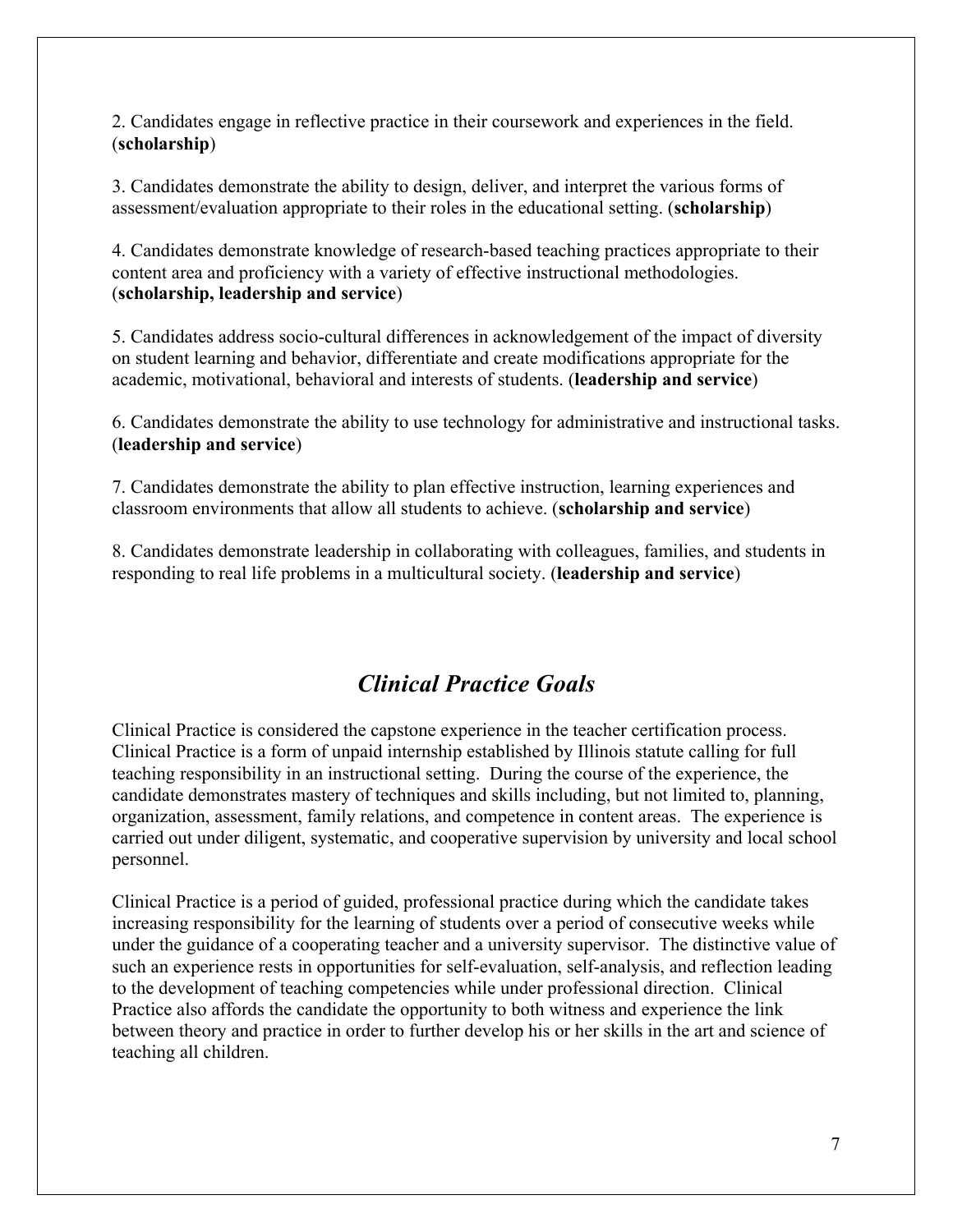2. Candidates engage in reflective practice in their coursework and experiences in the field. (**scholarship**)

3. Candidates demonstrate the ability to design, deliver, and interpret the various forms of assessment/evaluation appropriate to their roles in the educational setting. (**scholarship**)

4. Candidates demonstrate knowledge of research-based teaching practices appropriate to their content area and proficiency with a variety of effective instructional methodologies. (**scholarship, leadership and service**)

5. Candidates address socio-cultural differences in acknowledgement of the impact of diversity on student learning and behavior, differentiate and create modifications appropriate for the academic, motivational, behavioral and interests of students. (**leadership and service**)

6. Candidates demonstrate the ability to use technology for administrative and instructional tasks. (**leadership and service**)

7. Candidates demonstrate the ability to plan effective instruction, learning experiences and classroom environments that allow all students to achieve. (**scholarship and service**)

8. Candidates demonstrate leadership in collaborating with colleagues, families, and students in responding to real life problems in a multicultural society. (**leadership and service**)

## *Clinical Practice Goals*

Clinical Practice is considered the capstone experience in the teacher certification process. Clinical Practice is a form of unpaid internship established by Illinois statute calling for full teaching responsibility in an instructional setting. During the course of the experience, the candidate demonstrates mastery of techniques and skills including, but not limited to, planning, organization, assessment, family relations, and competence in content areas. The experience is carried out under diligent, systematic, and cooperative supervision by university and local school personnel.

Clinical Practice is a period of guided, professional practice during which the candidate takes increasing responsibility for the learning of students over a period of consecutive weeks while under the guidance of a cooperating teacher and a university supervisor. The distinctive value of such an experience rests in opportunities for self-evaluation, self-analysis, and reflection leading to the development of teaching competencies while under professional direction. Clinical Practice also affords the candidate the opportunity to both witness and experience the link between theory and practice in order to further develop his or her skills in the art and science of teaching all children.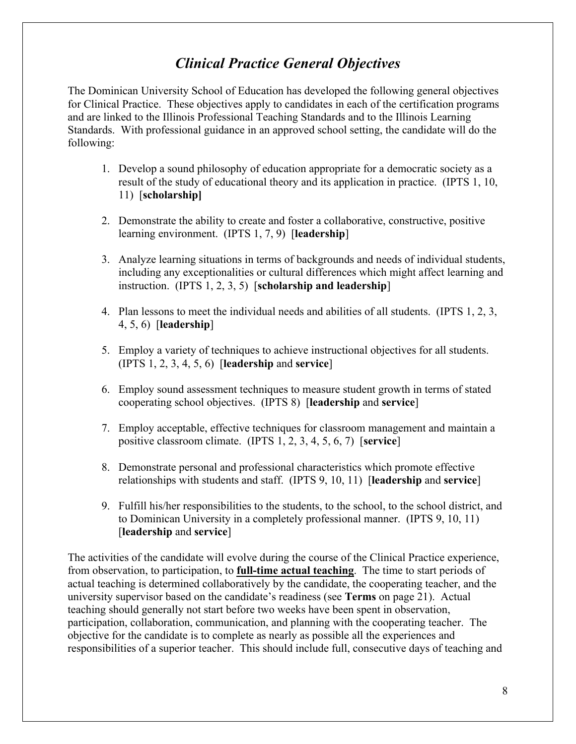## *Clinical Practice General Objectives*

The Dominican University School of Education has developed the following general objectives for Clinical Practice. These objectives apply to candidates in each of the certification programs and are linked to the Illinois Professional Teaching Standards and to the Illinois Learning Standards. With professional guidance in an approved school setting, the candidate will do the following:

1. Develop a sound philosophy of education appropriate for a democratic society as a result of the study of educational theory and its application in practice. (IPTS 1, 10, 11) [**scholarship]**
2. Demonstrate the ability to create and foster a collaborative, constructive, positive learning environment. (IPTS 1, 7, 9) [**leadership**]
3. Analyze learning situations in terms of backgrounds and needs of individual students, including any exceptionalities or cultural differences which might affect learning and instruction. (IPTS 1, 2, 3, 5) [**scholarship and leadership**]
4. Plan lessons to meet the individual needs and abilities of all students. (IPTS 1, 2, 3, 4, 5, 6) [**leadership**]
5. Employ a variety of techniques to achieve instructional objectives for all students. (IPTS 1, 2, 3, 4, 5, 6) [**leadership** and **service**]
6. Employ sound assessment techniques to measure student growth in terms of stated cooperating school objectives. (IPTS 8) [**leadership** and **service**]
7. Employ acceptable, effective techniques for classroom management and maintain a positive classroom climate. (IPTS 1, 2, 3, 4, 5, 6, 7) [**service**]
8. Demonstrate personal and professional characteristics which promote effective relationships with students and staff. (IPTS 9, 10, 11) [**leadership** and **service**]
9. Fulfill his/her responsibilities to the students, to the school, to the school district, and to Dominican University in a completely professional manner. (IPTS 9, 10, 11) [**leadership** and **service**]

The activities of the candidate will evolve during the course of the Clinical Practice experience, from observation, to participation, to **full-time actual teaching**. The time to start periods of actual teaching is determined collaboratively by the candidate, the cooperating teacher, and the university supervisor based on the candidate's readiness (see **Terms** on page 21). Actual teaching should generally not start before two weeks have been spent in observation, participation, collaboration, communication, and planning with the cooperating teacher. The objective for the candidate is to complete as nearly as possible all the experiences and responsibilities of a superior teacher. This should include full, consecutive days of teaching and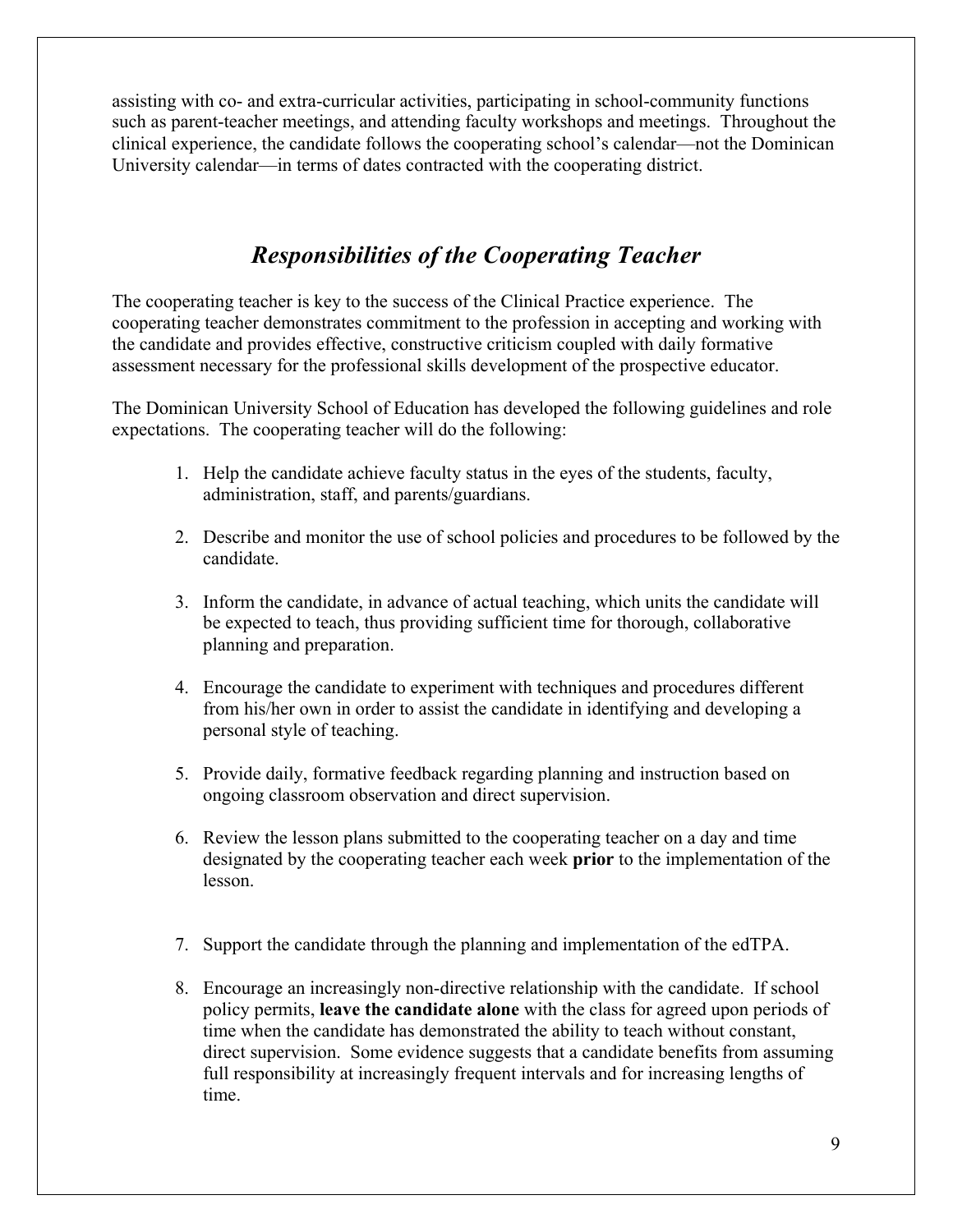assisting with co- and extra-curricular activities, participating in school-community functions such as parent-teacher meetings, and attending faculty workshops and meetings. Throughout the clinical experience, the candidate follows the cooperating school's calendar—not the Dominican University calendar—in terms of dates contracted with the cooperating district.

## *Responsibilities of the Cooperating Teacher*

The cooperating teacher is key to the success of the Clinical Practice experience. The cooperating teacher demonstrates commitment to the profession in accepting and working with the candidate and provides effective, constructive criticism coupled with daily formative assessment necessary for the professional skills development of the prospective educator.

The Dominican University School of Education has developed the following guidelines and role expectations. The cooperating teacher will do the following:

1. Help the candidate achieve faculty status in the eyes of the students, faculty, administration, staff, and parents/guardians.

2. Describe and monitor the use of school policies and procedures to be followed by the candidate.

3. Inform the candidate, in advance of actual teaching, which units the candidate will be expected to teach, thus providing sufficient time for thorough, collaborative planning and preparation.

4. Encourage the candidate to experiment with techniques and procedures different from his/her own in order to assist the candidate in identifying and developing a personal style of teaching.

5. Provide daily, formative feedback regarding planning and instruction based on ongoing classroom observation and direct supervision.

6. Review the lesson plans submitted to the cooperating teacher on a day and time designated by the cooperating teacher each week **prior** to the implementation of the lesson.

7. Support the candidate through the planning and implementation of the edTPA.

8. Encourage an increasingly non-directive relationship with the candidate. If school policy permits, **leave the candidate alone** with the class for agreed upon periods of time when the candidate has demonstrated the ability to teach without constant, direct supervision. Some evidence suggests that a candidate benefits from assuming full responsibility at increasingly frequent intervals and for increasing lengths of time.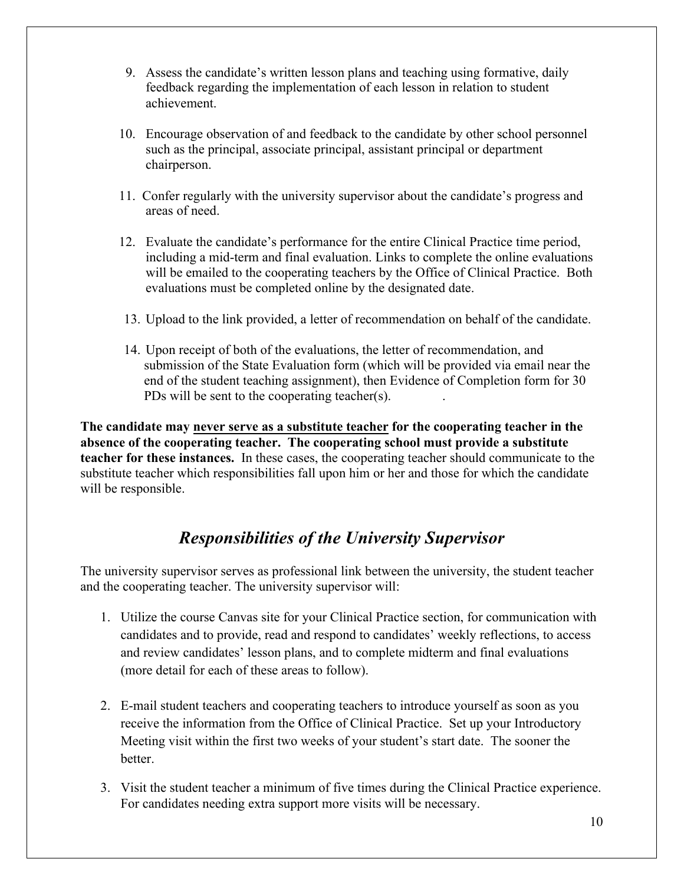9. Assess the candidate's written lesson plans and teaching using formative, daily feedback regarding the implementation of each lesson in relation to student achievement.

10. Encourage observation of and feedback to the candidate by other school personnel such as the principal, associate principal, assistant principal or department chairperson.

11. Confer regularly with the university supervisor about the candidate's progress and areas of need.

12. Evaluate the candidate's performance for the entire Clinical Practice time period, including a mid-term and final evaluation. Links to complete the online evaluations will be emailed to the cooperating teachers by the Office of Clinical Practice. Both evaluations must be completed online by the designated date.

13. Upload to the link provided, a letter of recommendation on behalf of the candidate.

14. Upon receipt of both of the evaluations, the letter of recommendation, and submission of the State Evaluation form (which will be provided via email near the end of the student teaching assignment), then Evidence of Completion form for 30 PDs will be sent to the cooperating teacher(s). .

**The candidate may <u>never serve as a substitute teacher</u> for the cooperating teacher in the absence of the cooperating teacher. The cooperating school must provide a substitute teacher for these instances.** In these cases, the cooperating teacher should communicate to the substitute teacher which responsibilities fall upon him or her and those for which the candidate will be responsible.

## *Responsibilities of the University Supervisor*

The university supervisor serves as professional link between the university, the student teacher and the cooperating teacher. The university supervisor will:

1. Utilize the course Canvas site for your Clinical Practice section, for communication with candidates and to provide, read and respond to candidates' weekly reflections, to access and review candidates' lesson plans, and to complete midterm and final evaluations (more detail for each of these areas to follow).

2. E-mail student teachers and cooperating teachers to introduce yourself as soon as you receive the information from the Office of Clinical Practice. Set up your Introductory Meeting visit within the first two weeks of your student's start date. The sooner the better.

3. Visit the student teacher a minimum of five times during the Clinical Practice experience. For candidates needing extra support more visits will be necessary.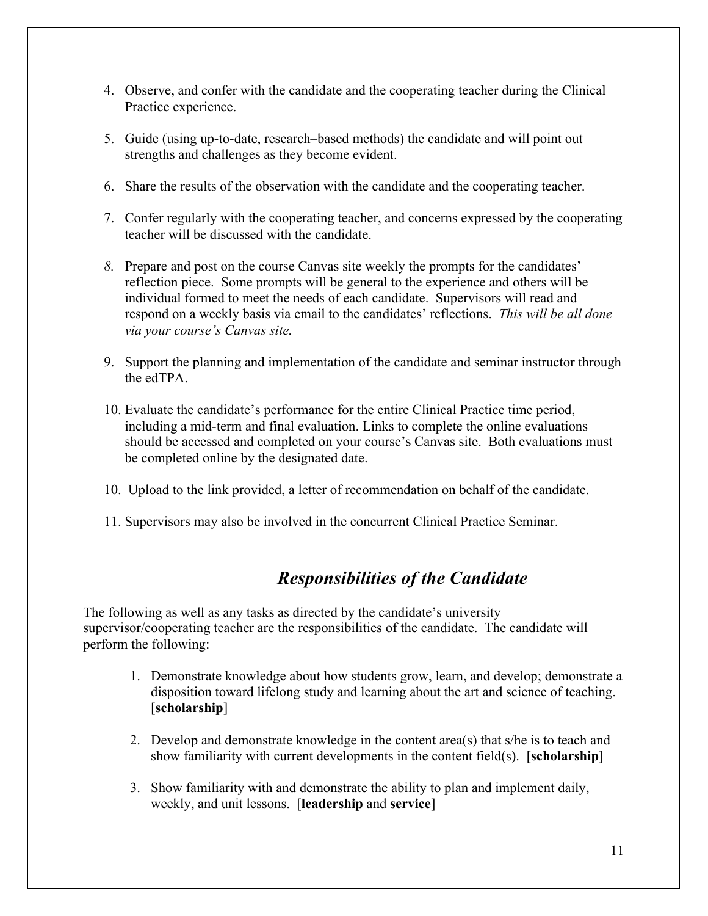4. Observe, and confer with the candidate and the cooperating teacher during the Clinical Practice experience.

5. Guide (using up-to-date, research–based methods) the candidate and will point out strengths and challenges as they become evident.

6. Share the results of the observation with the candidate and the cooperating teacher.

7. Confer regularly with the cooperating teacher, and concerns expressed by the cooperating teacher will be discussed with the candidate.

8. Prepare and post on the course Canvas site weekly the prompts for the candidates' reflection piece. Some prompts will be general to the experience and others will be individual formed to meet the needs of each candidate. Supervisors will read and respond on a weekly basis via email to the candidates' reflections. *This will be all done via your course's Canvas site.*

9. Support the planning and implementation of the candidate and seminar instructor through the edTPA.

10. Evaluate the candidate's performance for the entire Clinical Practice time period, including a mid-term and final evaluation. Links to complete the online evaluations should be accessed and completed on your course's Canvas site. Both evaluations must be completed online by the designated date.

10. Upload to the link provided, a letter of recommendation on behalf of the candidate.

11. Supervisors may also be involved in the concurrent Clinical Practice Seminar.

## *Responsibilities of the Candidate*

The following as well as any tasks as directed by the candidate's university supervisor/cooperating teacher are the responsibilities of the candidate. The candidate will perform the following:

1. Demonstrate knowledge about how students grow, learn, and develop; demonstrate a disposition toward lifelong study and learning about the art and science of teaching. [**scholarship**]

2. Develop and demonstrate knowledge in the content area(s) that s/he is to teach and show familiarity with current developments in the content field(s). [**scholarship**]

3. Show familiarity with and demonstrate the ability to plan and implement daily, weekly, and unit lessons. [**leadership** and **service**]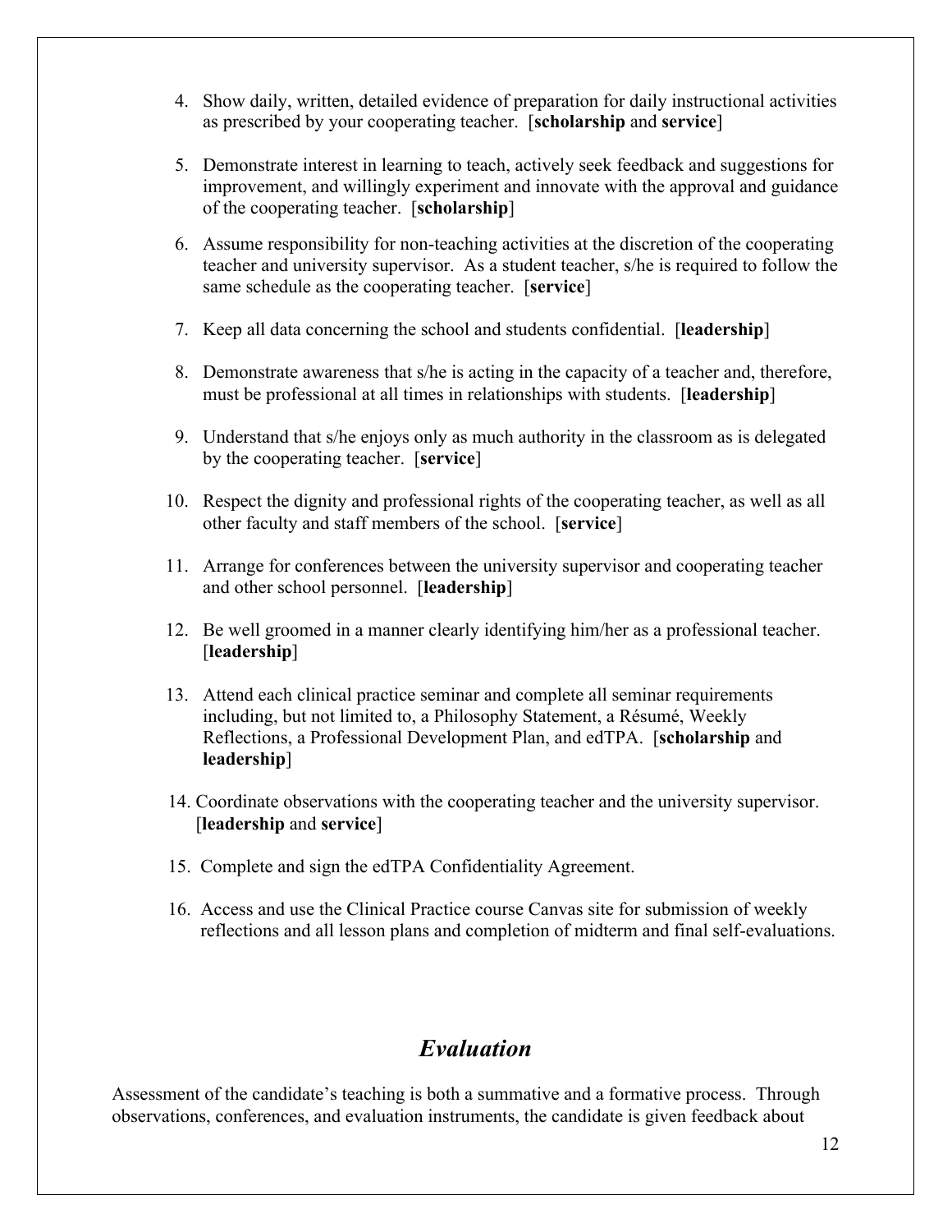4. Show daily, written, detailed evidence of preparation for daily instructional activities as prescribed by your cooperating teacher. [**scholarship** and **service**]

5. Demonstrate interest in learning to teach, actively seek feedback and suggestions for improvement, and willingly experiment and innovate with the approval and guidance of the cooperating teacher. [**scholarship**]

6. Assume responsibility for non-teaching activities at the discretion of the cooperating teacher and university supervisor. As a student teacher, s/he is required to follow the same schedule as the cooperating teacher. [**service**]

7. Keep all data concerning the school and students confidential. [**leadership**]

8. Demonstrate awareness that s/he is acting in the capacity of a teacher and, therefore, must be professional at all times in relationships with students. [**leadership**]

9. Understand that s/he enjoys only as much authority in the classroom as is delegated by the cooperating teacher. [**service**]

10. Respect the dignity and professional rights of the cooperating teacher, as well as all other faculty and staff members of the school. [**service**]

11. Arrange for conferences between the university supervisor and cooperating teacher and other school personnel. [**leadership**]

12. Be well groomed in a manner clearly identifying him/her as a professional teacher. [**leadership**]

13. Attend each clinical practice seminar and complete all seminar requirements including, but not limited to, a Philosophy Statement, a Résumé, Weekly Reflections, a Professional Development Plan, and edTPA. [**scholarship** and **leadership**]

14. Coordinate observations with the cooperating teacher and the university supervisor. [**leadership** and **service**]

15. Complete and sign the edTPA Confidentiality Agreement.

16. Access and use the Clinical Practice course Canvas site for submission of weekly reflections and all lesson plans and completion of midterm and final self-evaluations.

## *Evaluation*

Assessment of the candidate's teaching is both a summative and a formative process. Through observations, conferences, and evaluation instruments, the candidate is given feedback about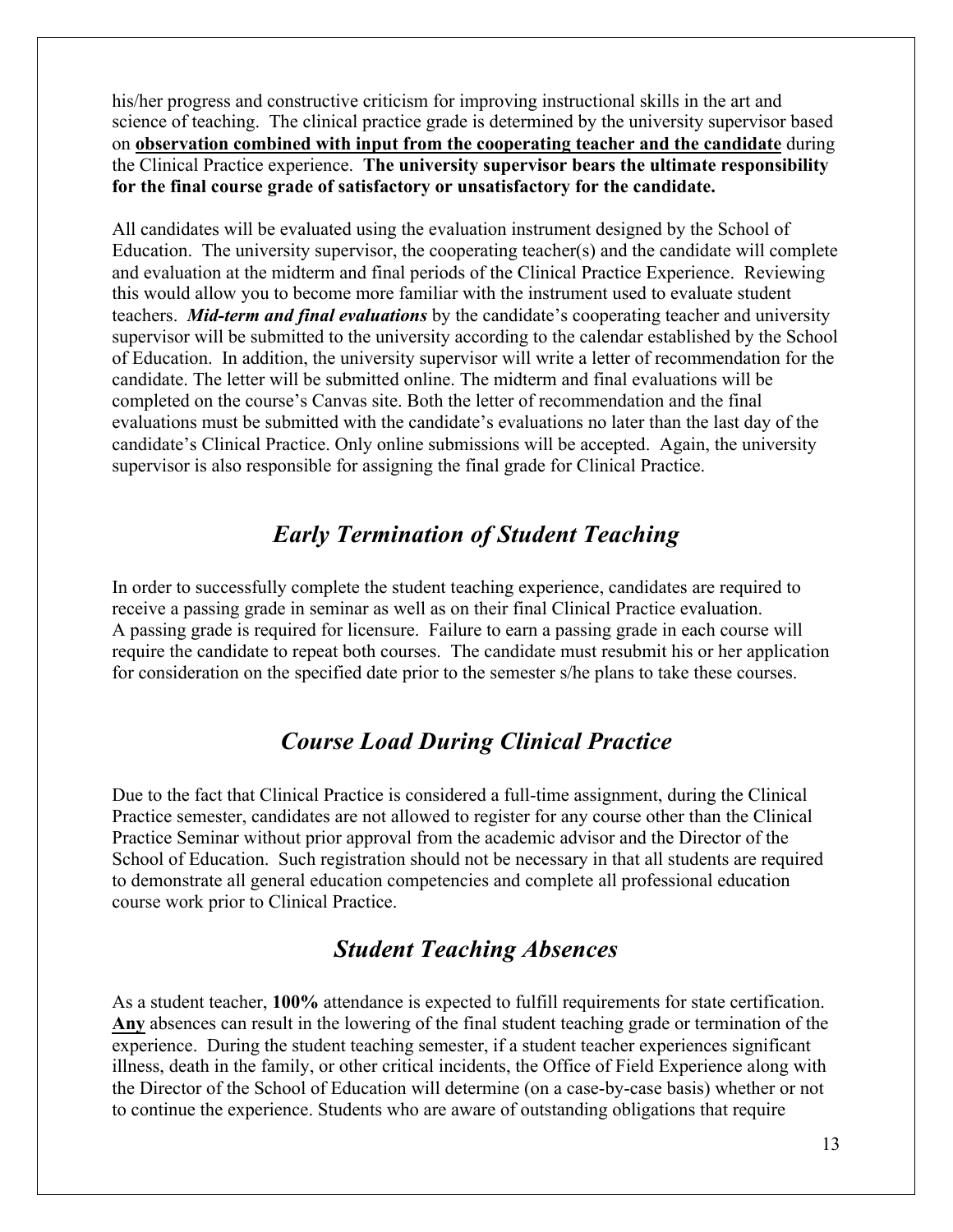his/her progress and constructive criticism for improving instructional skills in the art and science of teaching. The clinical practice grade is determined by the university supervisor based on **observation combined with input from the cooperating teacher and the candidate** during the Clinical Practice experience. **The university supervisor bears the ultimate responsibility for the final course grade of satisfactory or unsatisfactory for the candidate.**

All candidates will be evaluated using the evaluation instrument designed by the School of Education. The university supervisor, the cooperating teacher(s) and the candidate will complete and evaluation at the midterm and final periods of the Clinical Practice Experience. Reviewing this would allow you to become more familiar with the instrument used to evaluate student teachers. ***Mid-term and final evaluations*** by the candidate's cooperating teacher and university supervisor will be submitted to the university according to the calendar established by the School of Education. In addition, the university supervisor will write a letter of recommendation for the candidate. The letter will be submitted online. The midterm and final evaluations will be completed on the course's Canvas site. Both the letter of recommendation and the final evaluations must be submitted with the candidate's evaluations no later than the last day of the candidate's Clinical Practice. Only online submissions will be accepted. Again, the university supervisor is also responsible for assigning the final grade for Clinical Practice.

## *Early Termination of Student Teaching*

In order to successfully complete the student teaching experience, candidates are required to receive a passing grade in seminar as well as on their final Clinical Practice evaluation. A passing grade is required for licensure. Failure to earn a passing grade in each course will require the candidate to repeat both courses. The candidate must resubmit his or her application for consideration on the specified date prior to the semester s/he plans to take these courses.

## *Course Load During Clinical Practice*

Due to the fact that Clinical Practice is considered a full-time assignment, during the Clinical Practice semester, candidates are not allowed to register for any course other than the Clinical Practice Seminar without prior approval from the academic advisor and the Director of the School of Education. Such registration should not be necessary in that all students are required to demonstrate all general education competencies and complete all professional education course work prior to Clinical Practice.

## *Student Teaching Absences*

As a student teacher, **100%** attendance is expected to fulfill requirements for state certification. **Any** absences can result in the lowering of the final student teaching grade or termination of the experience. During the student teaching semester, if a student teacher experiences significant illness, death in the family, or other critical incidents, the Office of Field Experience along with the Director of the School of Education will determine (on a case-by-case basis) whether or not to continue the experience. Students who are aware of outstanding obligations that require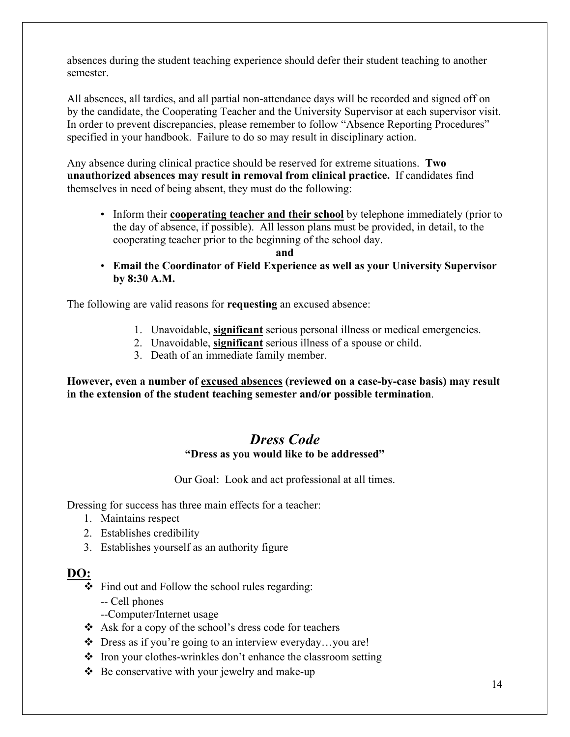absences during the student teaching experience should defer their student teaching to another semester.

All absences, all tardies, and all partial non-attendance days will be recorded and signed off on by the candidate, the Cooperating Teacher and the University Supervisor at each supervisor visit. In order to prevent discrepancies, please remember to follow "Absence Reporting Procedures" specified in your handbook. Failure to do so may result in disciplinary action.

Any absence during clinical practice should be reserved for extreme situations. **Two unauthorized absences may result in removal from clinical practice.** If candidates find themselves in need of being absent, they must do the following:

- Inform their **<u>cooperating teacher and their school</u>** by telephone immediately (prior to the day of absence, if possible). All lesson plans must be provided, in detail, to the cooperating teacher prior to the beginning of the school day.

  **and**

- **Email the Coordinator of Field Experience as well as your University Supervisor by 8:30 A.M.**

The following are valid reasons for **requesting** an excused absence:

1. Unavoidable, **<u>significant</u>** serious personal illness or medical emergencies.
2. Unavoidable, **<u>significant</u>** serious illness of a spouse or child.
3. Death of an immediate family member.

**However, even a number of <u>excused absences</u> (reviewed on a case-by-case basis) may result in the extension of the student teaching semester and/or possible termination**.

## *Dress Code*

**"Dress as you would like to be addressed"**

Our Goal: Look and act professional at all times.

Dressing for success has three main effects for a teacher:

1. Maintains respect
2. Establishes credibility
3. Establishes yourself as an authority figure

### <u>DO:</u>

- Find out and Follow the school rules regarding:
  - -- Cell phones
  - --Computer/Internet usage
- Ask for a copy of the school's dress code for teachers
- Dress as if you're going to an interview everyday…you are!
- Iron your clothes-wrinkles don't enhance the classroom setting
- Be conservative with your jewelry and make-up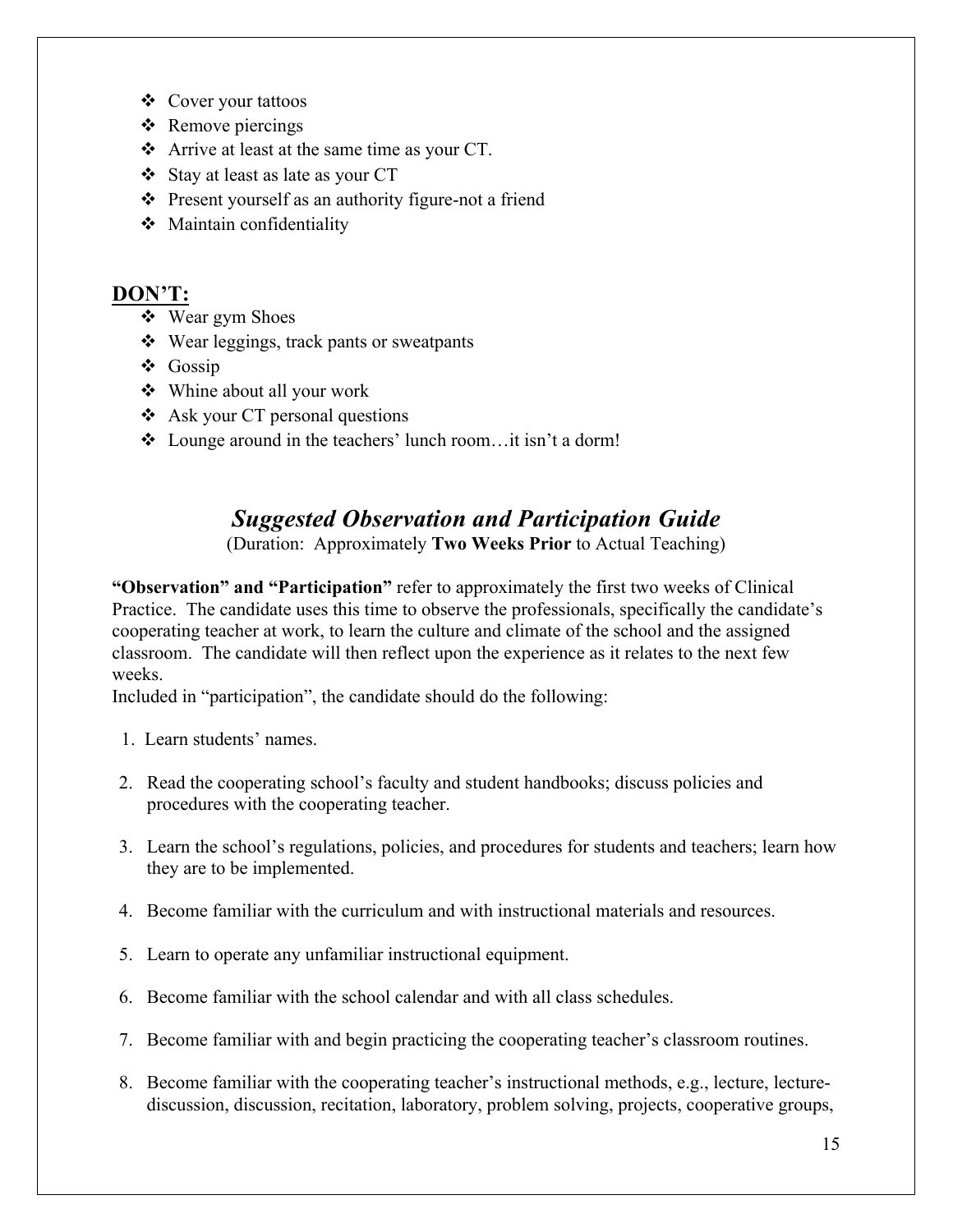- Cover your tattoos
- Remove piercings
- Arrive at least at the same time as your CT.
- Stay at least as late as your CT
- Present yourself as an authority figure-not a friend
- Maintain confidentiality

## DON'T:

- Wear gym Shoes
- Wear leggings, track pants or sweatpants
- Gossip
- Whine about all your work
- Ask your CT personal questions
- Lounge around in the teachers' lunch room…it isn't a dorm!

## *Suggested Observation and Participation Guide*

(Duration: Approximately **Two Weeks Prior** to Actual Teaching)

**"Observation" and "Participation"** refer to approximately the first two weeks of Clinical Practice. The candidate uses this time to observe the professionals, specifically the candidate's cooperating teacher at work, to learn the culture and climate of the school and the assigned classroom. The candidate will then reflect upon the experience as it relates to the next few weeks.
Included in "participation", the candidate should do the following:

1. Learn students' names.
2. Read the cooperating school's faculty and student handbooks; discuss policies and procedures with the cooperating teacher.
3. Learn the school's regulations, policies, and procedures for students and teachers; learn how they are to be implemented.
4. Become familiar with the curriculum and with instructional materials and resources.
5. Learn to operate any unfamiliar instructional equipment.
6. Become familiar with the school calendar and with all class schedules.
7. Become familiar with and begin practicing the cooperating teacher's classroom routines.
8. Become familiar with the cooperating teacher's instructional methods, e.g., lecture, lecture-discussion, discussion, recitation, laboratory, problem solving, projects, cooperative groups,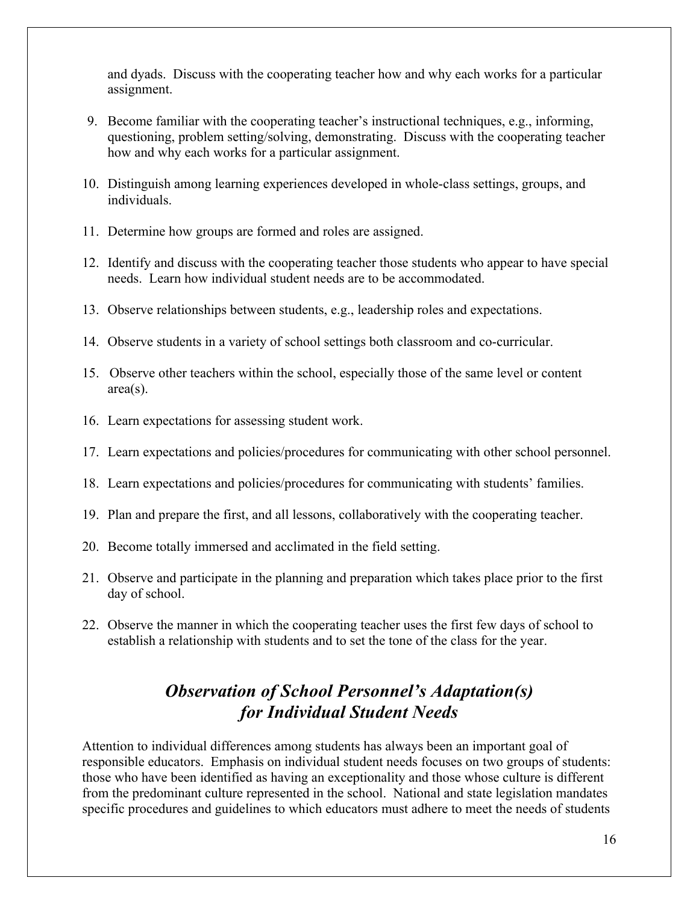and dyads. Discuss with the cooperating teacher how and why each works for a particular assignment.

9. Become familiar with the cooperating teacher's instructional techniques, e.g., informing, questioning, problem setting/solving, demonstrating. Discuss with the cooperating teacher how and why each works for a particular assignment.

10. Distinguish among learning experiences developed in whole-class settings, groups, and individuals.

11. Determine how groups are formed and roles are assigned.

12. Identify and discuss with the cooperating teacher those students who appear to have special needs. Learn how individual student needs are to be accommodated.

13. Observe relationships between students, e.g., leadership roles and expectations.

14. Observe students in a variety of school settings both classroom and co-curricular.

15. Observe other teachers within the school, especially those of the same level or content area(s).

16. Learn expectations for assessing student work.

17. Learn expectations and policies/procedures for communicating with other school personnel.

18. Learn expectations and policies/procedures for communicating with students' families.

19. Plan and prepare the first, and all lessons, collaboratively with the cooperating teacher.

20. Become totally immersed and acclimated in the field setting.

21. Observe and participate in the planning and preparation which takes place prior to the first day of school.

22. Observe the manner in which the cooperating teacher uses the first few days of school to establish a relationship with students and to set the tone of the class for the year.

## *Observation of School Personnel's Adaptation(s) for Individual Student Needs*

Attention to individual differences among students has always been an important goal of responsible educators. Emphasis on individual student needs focuses on two groups of students: those who have been identified as having an exceptionality and those whose culture is different from the predominant culture represented in the school. National and state legislation mandates specific procedures and guidelines to which educators must adhere to meet the needs of students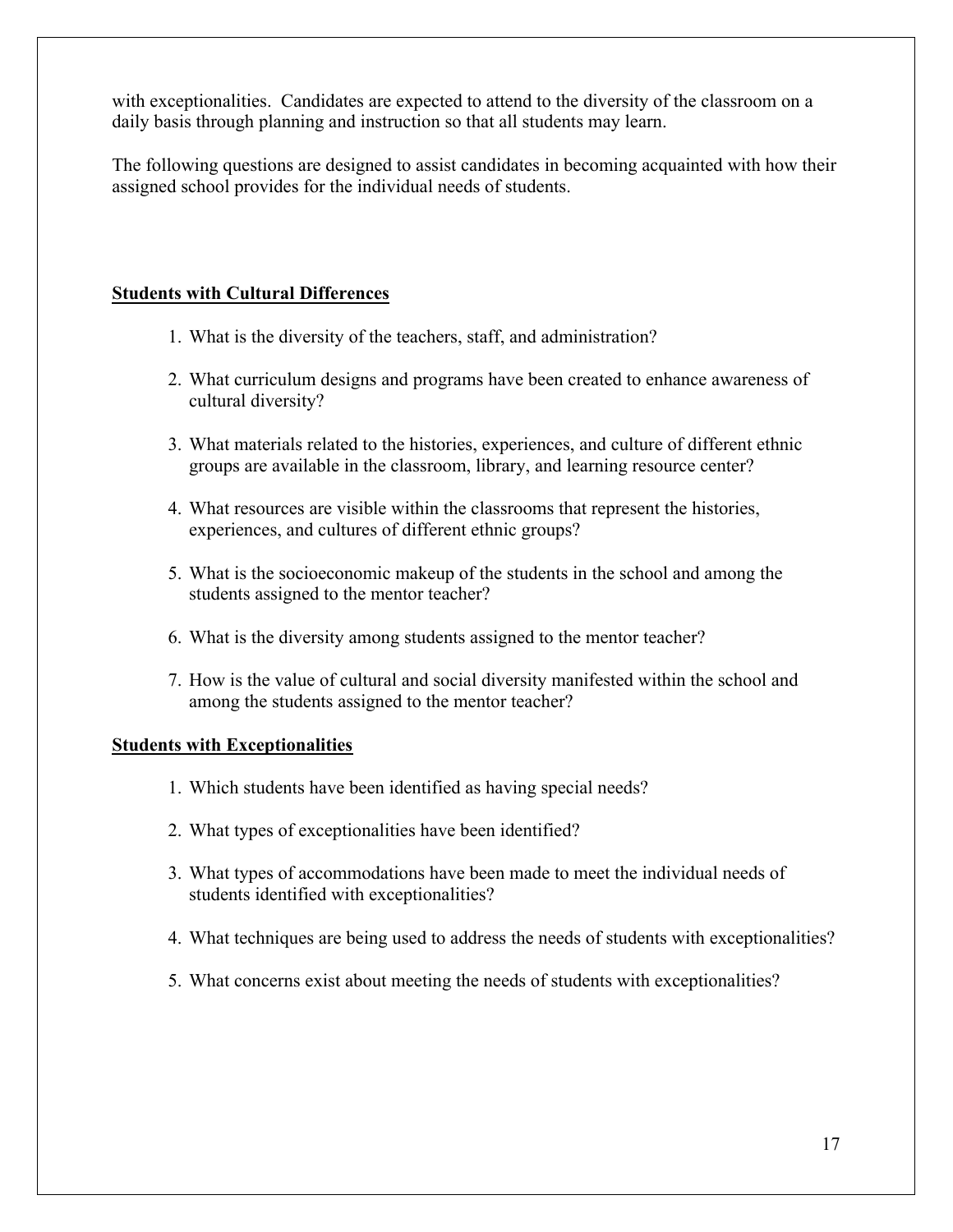with exceptionalities. Candidates are expected to attend to the diversity of the classroom on a daily basis through planning and instruction so that all students may learn.

The following questions are designed to assist candidates in becoming acquainted with how their assigned school provides for the individual needs of students.

**Students with Cultural Differences**

1. What is the diversity of the teachers, staff, and administration?
2. What curriculum designs and programs have been created to enhance awareness of cultural diversity?
3. What materials related to the histories, experiences, and culture of different ethnic groups are available in the classroom, library, and learning resource center?
4. What resources are visible within the classrooms that represent the histories, experiences, and cultures of different ethnic groups?
5. What is the socioeconomic makeup of the students in the school and among the students assigned to the mentor teacher?
6. What is the diversity among students assigned to the mentor teacher?
7. How is the value of cultural and social diversity manifested within the school and among the students assigned to the mentor teacher?

**Students with Exceptionalities**

1. Which students have been identified as having special needs?
2. What types of exceptionalities have been identified?
3. What types of accommodations have been made to meet the individual needs of students identified with exceptionalities?
4. What techniques are being used to address the needs of students with exceptionalities?
5. What concerns exist about meeting the needs of students with exceptionalities?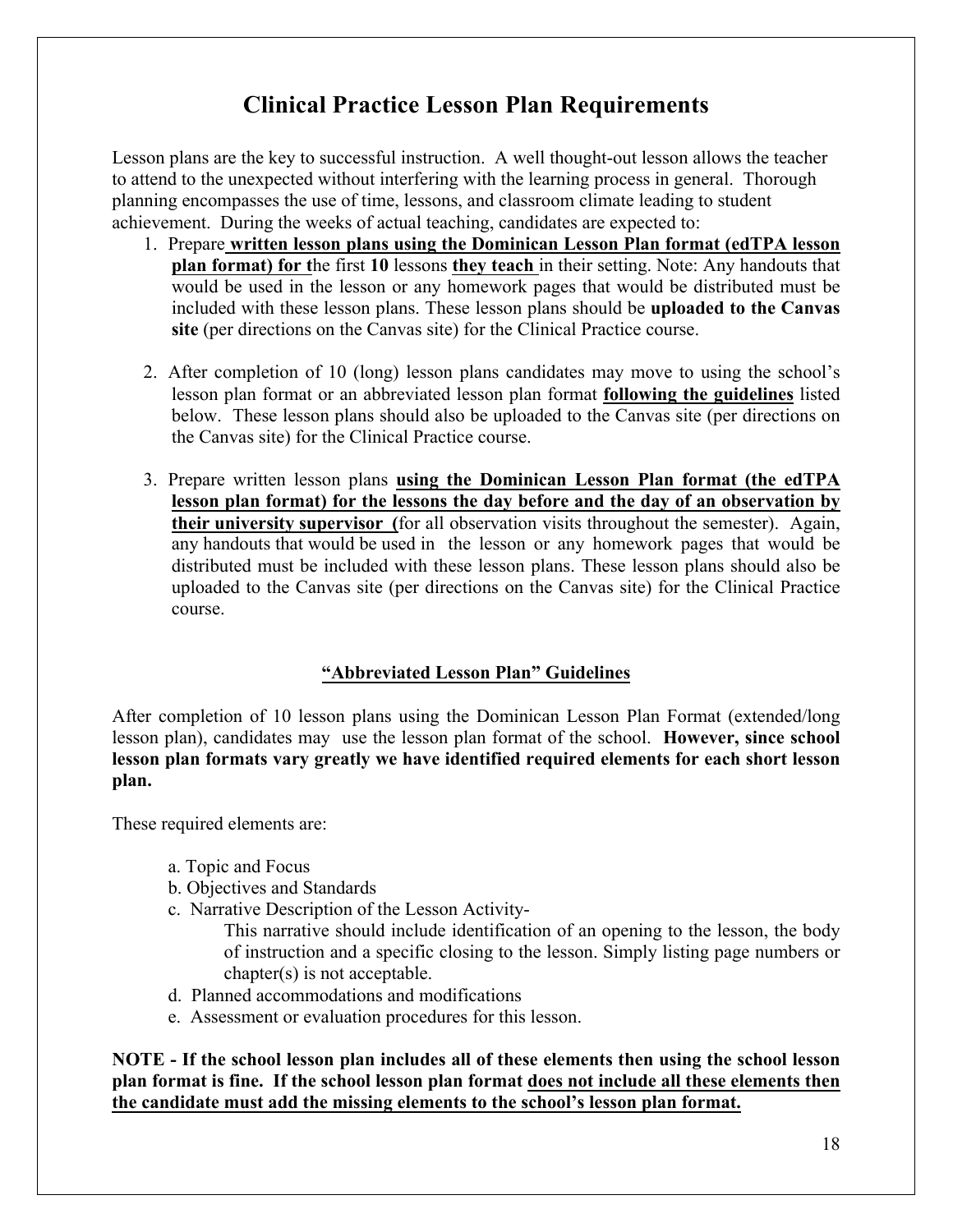# Clinical Practice Lesson Plan Requirements

Lesson plans are the key to successful instruction. A well thought-out lesson allows the teacher to attend to the unexpected without interfering with the learning process in general. Thorough planning encompasses the use of time, lessons, and classroom climate leading to student achievement. During the weeks of actual teaching, candidates are expected to:

1. Prepare **written lesson plans using the Dominican Lesson Plan format (edTPA lesson plan format) for t**he first **10** lessons **they teach** in their setting. Note: Any handouts that would be used in the lesson or any homework pages that would be distributed must be included with these lesson plans. These lesson plans should be **uploaded to the Canvas site** (per directions on the Canvas site) for the Clinical Practice course.

2. After completion of 10 (long) lesson plans candidates may move to using the school's lesson plan format or an abbreviated lesson plan format **following the guidelines** listed below. These lesson plans should also be uploaded to the Canvas site (per directions on the Canvas site) for the Clinical Practice course.

3. Prepare written lesson plans **using the Dominican Lesson Plan format (the edTPA lesson plan format) for the lessons the day before and the day of an observation by their university supervisor (**for all observation visits throughout the semester). Again, any handouts that would be used in the lesson or any homework pages that would be distributed must be included with these lesson plans. These lesson plans should also be uploaded to the Canvas site (per directions on the Canvas site) for the Clinical Practice course.

## "Abbreviated Lesson Plan" Guidelines

After completion of 10 lesson plans using the Dominican Lesson Plan Format (extended/long lesson plan), candidates may use the lesson plan format of the school. **However, since school lesson plan formats vary greatly we have identified required elements for each short lesson plan.**

These required elements are:

a. Topic and Focus
b. Objectives and Standards
c. Narrative Description of the Lesson Activity-
   This narrative should include identification of an opening to the lesson, the body of instruction and a specific closing to the lesson. Simply listing page numbers or chapter(s) is not acceptable.
d. Planned accommodations and modifications
e. Assessment or evaluation procedures for this lesson.

**NOTE - If the school lesson plan includes all of these elements then using the school lesson plan format is fine. If the school lesson plan format does not include all these elements then the candidate must add the missing elements to the school's lesson plan format.**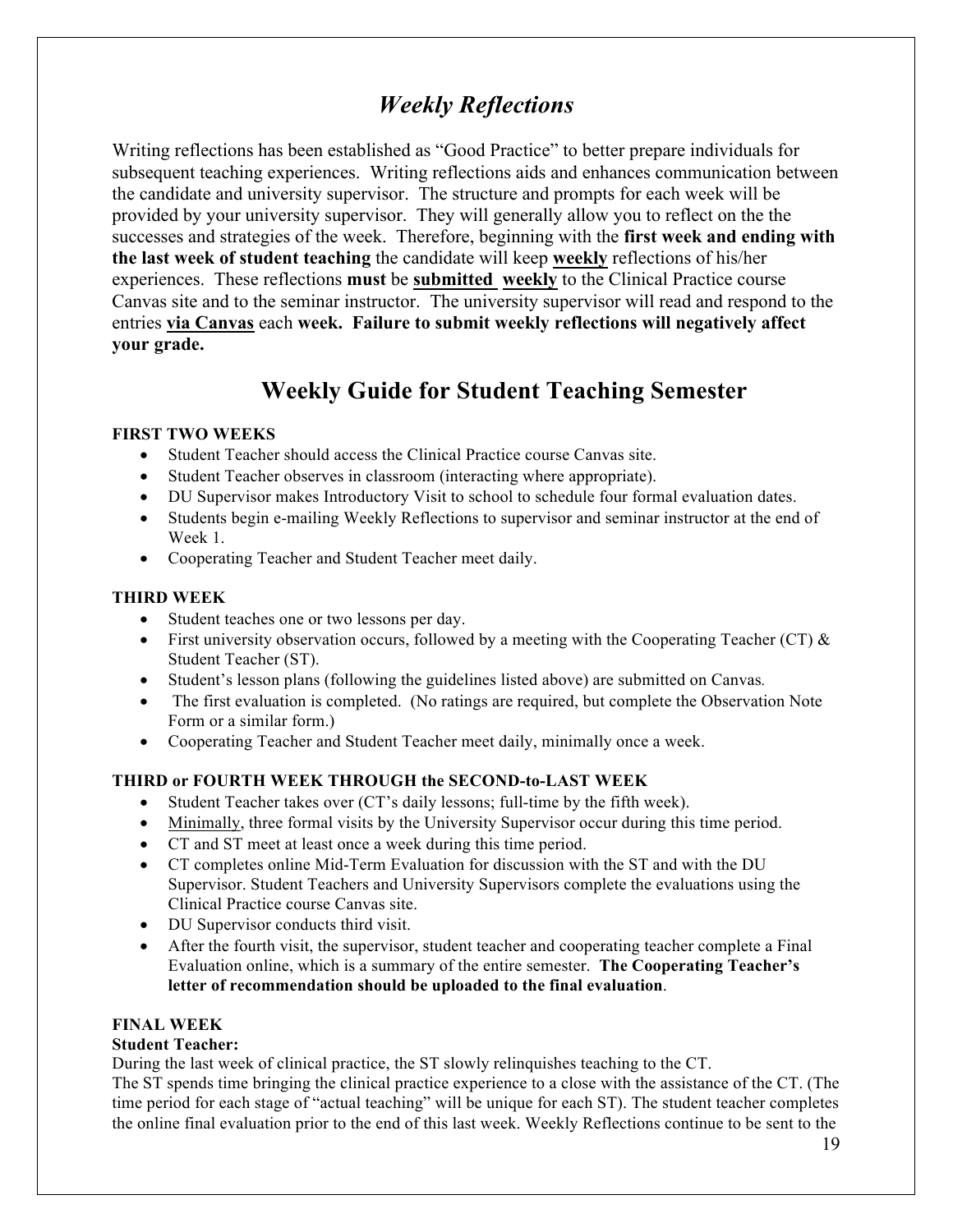## *Weekly Reflections*

Writing reflections has been established as "Good Practice" to better prepare individuals for subsequent teaching experiences. Writing reflections aids and enhances communication between the candidate and university supervisor. The structure and prompts for each week will be provided by your university supervisor. They will generally allow you to reflect on the the successes and strategies of the week. Therefore, beginning with the **first week and ending with the last week of student teaching** the candidate will keep **weekly** reflections of his/her experiences. These reflections **must** be **submitted weekly** to the Clinical Practice course Canvas site and to the seminar instructor. The university supervisor will read and respond to the entries **via Canvas** each **week. Failure to submit weekly reflections will negatively affect your grade.**

## Weekly Guide for Student Teaching Semester

**FIRST TWO WEEKS**

- Student Teacher should access the Clinical Practice course Canvas site.
- Student Teacher observes in classroom (interacting where appropriate).
- DU Supervisor makes Introductory Visit to school to schedule four formal evaluation dates.
- Students begin e-mailing Weekly Reflections to supervisor and seminar instructor at the end of Week 1.
- Cooperating Teacher and Student Teacher meet daily.

**THIRD WEEK**

- Student teaches one or two lessons per day.
- First university observation occurs, followed by a meeting with the Cooperating Teacher (CT) & Student Teacher (ST).
- Student's lesson plans (following the guidelines listed above) are submitted on Canvas.
- The first evaluation is completed. (No ratings are required, but complete the Observation Note Form or a similar form.)
- Cooperating Teacher and Student Teacher meet daily, minimally once a week.

**THIRD or FOURTH WEEK THROUGH the SECOND-to-LAST WEEK**

- Student Teacher takes over (CT's daily lessons; full-time by the fifth week).
- Minimally, three formal visits by the University Supervisor occur during this time period.
- CT and ST meet at least once a week during this time period.
- CT completes online Mid-Term Evaluation for discussion with the ST and with the DU Supervisor. Student Teachers and University Supervisors complete the evaluations using the Clinical Practice course Canvas site.
- DU Supervisor conducts third visit.
- After the fourth visit, the supervisor, student teacher and cooperating teacher complete a Final Evaluation online, which is a summary of the entire semester. **The Cooperating Teacher's letter of recommendation should be uploaded to the final evaluation**.

**FINAL WEEK**

**Student Teacher:**

During the last week of clinical practice, the ST slowly relinquishes teaching to the CT.

The ST spends time bringing the clinical practice experience to a close with the assistance of the CT. (The time period for each stage of "actual teaching" will be unique for each ST). The student teacher completes the online final evaluation prior to the end of this last week. Weekly Reflections continue to be sent to the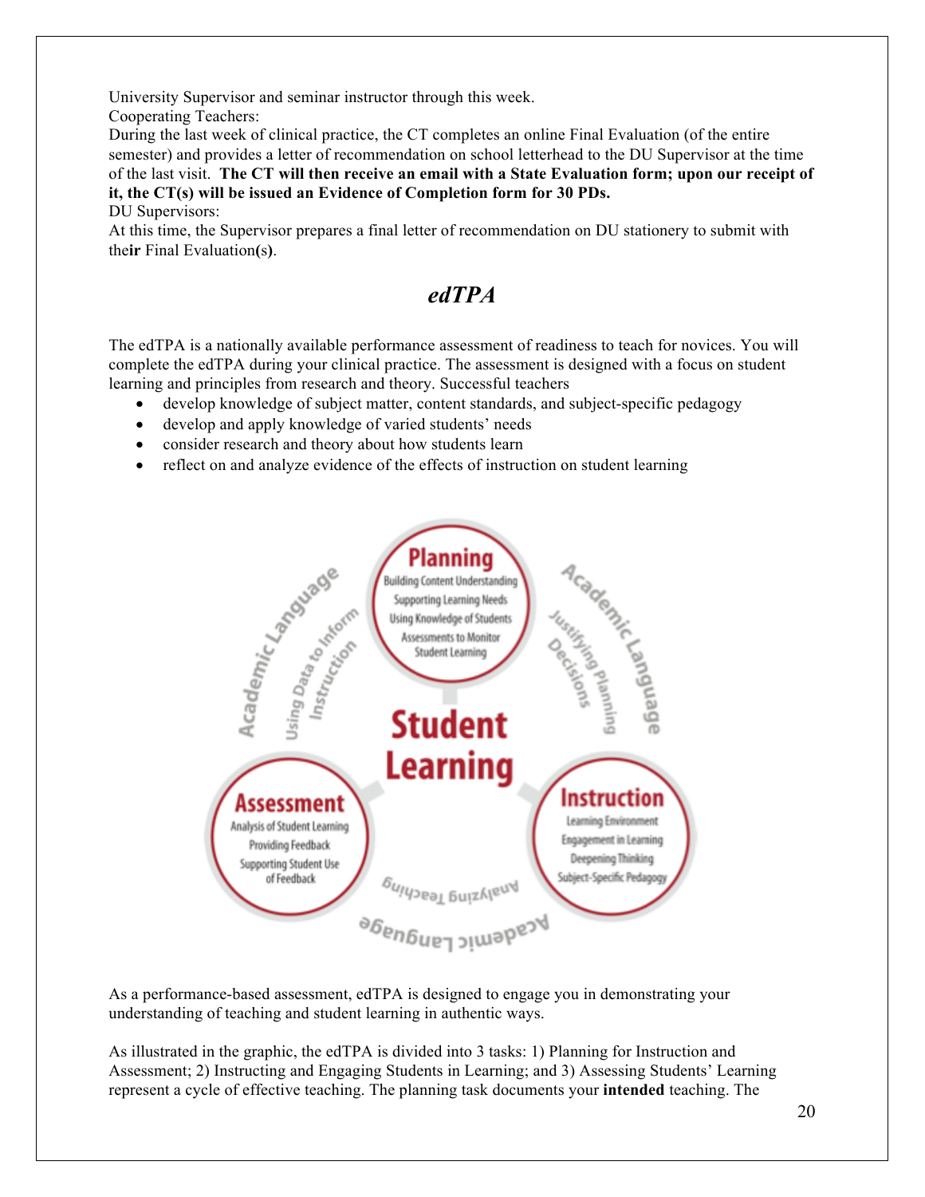University Supervisor and seminar instructor through this week.

Cooperating Teachers:

During the last week of clinical practice, the CT completes an online Final Evaluation (of the entire semester) and provides a letter of recommendation on school letterhead to the DU Supervisor at the time of the last visit. **The CT will then receive an email with a State Evaluation form; upon our receipt of it, the CT(s) will be issued an Evidence of Completion form for 30 PDs.**

DU Supervisors:

At this time, the Supervisor prepares a final letter of recommendation on DU stationery to submit with the**ir** Final Evaluation**(s)**.

## *edTPA*

The edTPA is a nationally available performance assessment of readiness to teach for novices. You will complete the edTPA during your clinical practice. The assessment is designed with a focus on student learning and principles from research and theory. Successful teachers

- develop knowledge of subject matter, content standards, and subject-specific pedagogy
- develop and apply knowledge of varied students' needs
- consider research and theory about how students learn
- reflect on and analyze evidence of the effects of instruction on student learning

As a performance-based assessment, edTPA is designed to engage you in demonstrating your understanding of teaching and student learning in authentic ways.

As illustrated in the graphic, the edTPA is divided into 3 tasks: 1) Planning for Instruction and Assessment; 2) Instructing and Engaging Students in Learning; and 3) Assessing Students' Learning represent a cycle of effective teaching. The planning task documents your **intended** teaching. The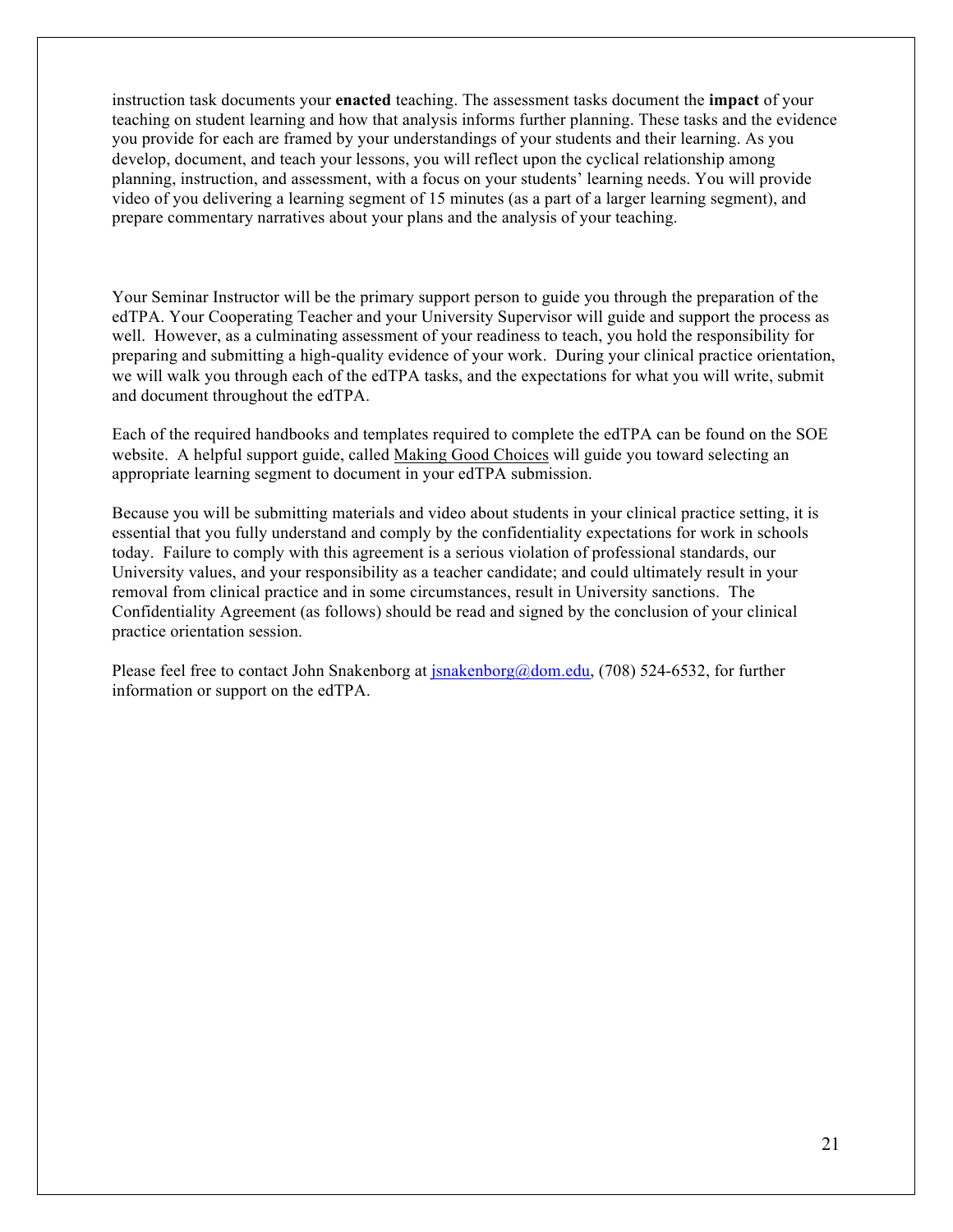instruction task documents your **enacted** teaching. The assessment tasks document the **impact** of your teaching on student learning and how that analysis informs further planning. These tasks and the evidence you provide for each are framed by your understandings of your students and their learning. As you develop, document, and teach your lessons, you will reflect upon the cyclical relationship among planning, instruction, and assessment, with a focus on your students' learning needs. You will provide video of you delivering a learning segment of 15 minutes (as a part of a larger learning segment), and prepare commentary narratives about your plans and the analysis of your teaching.

Your Seminar Instructor will be the primary support person to guide you through the preparation of the edTPA. Your Cooperating Teacher and your University Supervisor will guide and support the process as well. However, as a culminating assessment of your readiness to teach, you hold the responsibility for preparing and submitting a high-quality evidence of your work. During your clinical practice orientation, we will walk you through each of the edTPA tasks, and the expectations for what you will write, submit and document throughout the edTPA.

Each of the required handbooks and templates required to complete the edTPA can be found on the SOE website. A helpful support guide, called Making Good Choices will guide you toward selecting an appropriate learning segment to document in your edTPA submission.

Because you will be submitting materials and video about students in your clinical practice setting, it is essential that you fully understand and comply by the confidentiality expectations for work in schools today. Failure to comply with this agreement is a serious violation of professional standards, our University values, and your responsibility as a teacher candidate; and could ultimately result in your removal from clinical practice and in some circumstances, result in University sanctions. The Confidentiality Agreement (as follows) should be read and signed by the conclusion of your clinical practice orientation session.

Please feel free to contact John Snakenborg at jsnakenborg@dom.edu, (708) 524-6532, for further information or support on the edTPA.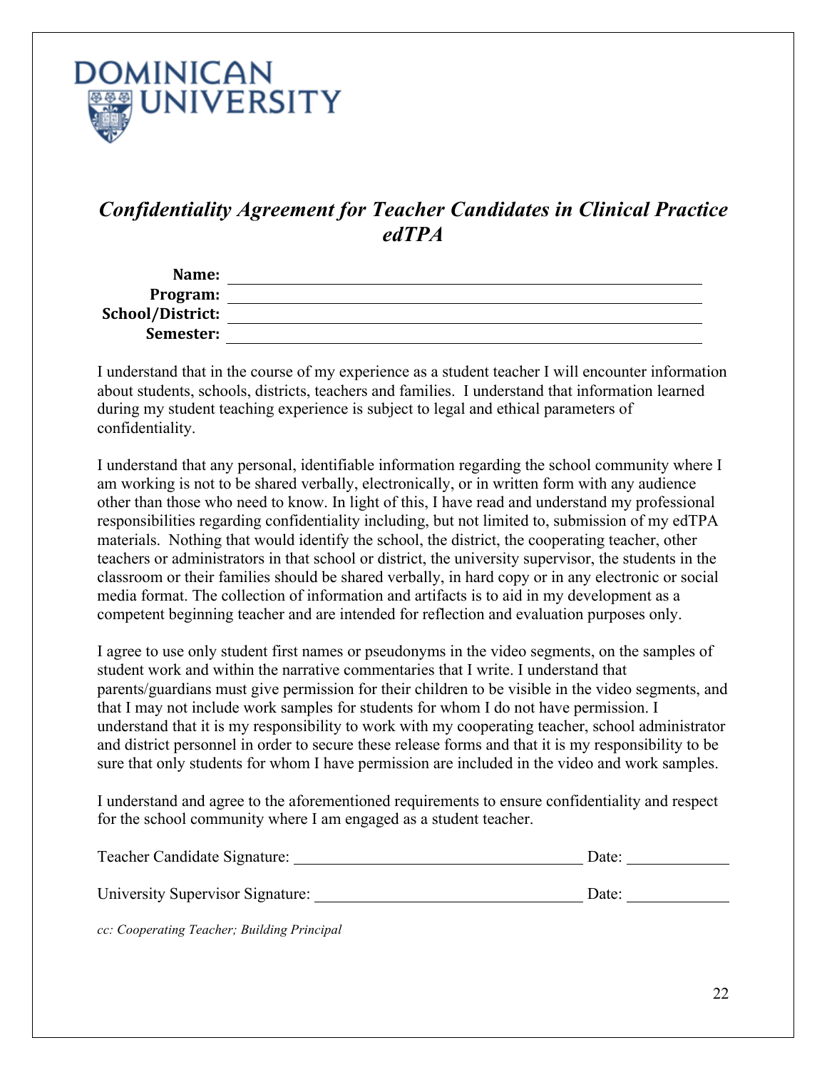DOMINICAN UNIVERSITY

# *Confidentiality Agreement for Teacher Candidates in Clinical Practice edTPA*

**Name:** ______________________________

**Program:** ______________________________

**School/District:** ______________________________

**Semester:** ______________________________

I understand that in the course of my experience as a student teacher I will encounter information about students, schools, districts, teachers and families. I understand that information learned during my student teaching experience is subject to legal and ethical parameters of confidentiality.

I understand that any personal, identifiable information regarding the school community where I am working is not to be shared verbally, electronically, or in written form with any audience other than those who need to know. In light of this, I have read and understand my professional responsibilities regarding confidentiality including, but not limited to, submission of my edTPA materials. Nothing that would identify the school, the district, the cooperating teacher, other teachers or administrators in that school or district, the university supervisor, the students in the classroom or their families should be shared verbally, in hard copy or in any electronic or social media format. The collection of information and artifacts is to aid in my development as a competent beginning teacher and are intended for reflection and evaluation purposes only.

I agree to use only student first names or pseudonyms in the video segments, on the samples of student work and within the narrative commentaries that I write. I understand that parents/guardians must give permission for their children to be visible in the video segments, and that I may not include work samples for students for whom I do not have permission. I understand that it is my responsibility to work with my cooperating teacher, school administrator and district personnel in order to secure these release forms and that it is my responsibility to be sure that only students for whom I have permission are included in the video and work samples.

I understand and agree to the aforementioned requirements to ensure confidentiality and respect for the school community where I am engaged as a student teacher.

Teacher Candidate Signature: ______________________________ Date: __________

University Supervisor Signature: ______________________________ Date: __________

*cc: Cooperating Teacher; Building Principal*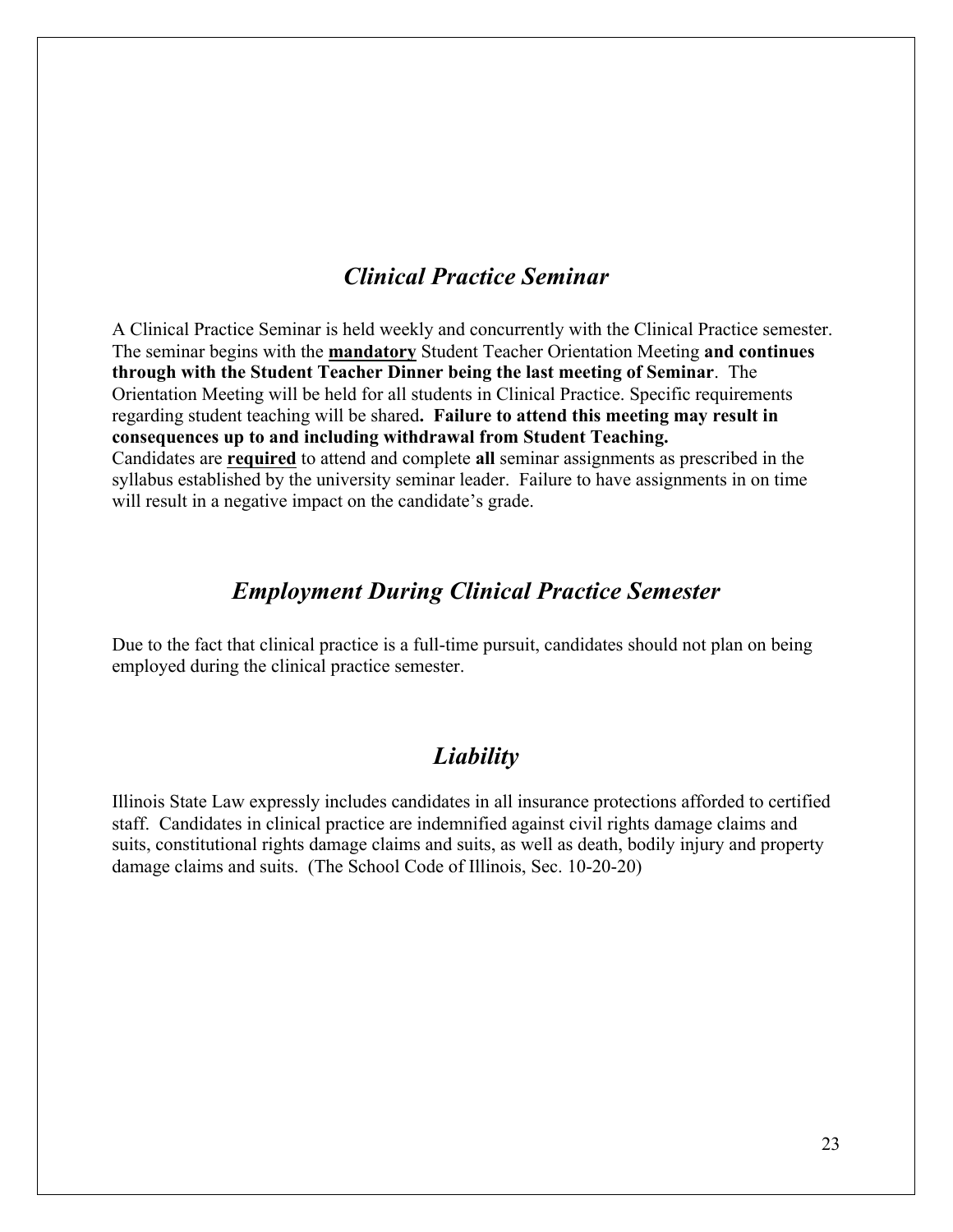## *Clinical Practice Seminar*

A Clinical Practice Seminar is held weekly and concurrently with the Clinical Practice semester. The seminar begins with the **mandatory** Student Teacher Orientation Meeting **and continues through with the Student Teacher Dinner being the last meeting of Seminar**. The Orientation Meeting will be held for all students in Clinical Practice. Specific requirements regarding student teaching will be shared**. Failure to attend this meeting may result in consequences up to and including withdrawal from Student Teaching.**
Candidates are **required** to attend and complete **all** seminar assignments as prescribed in the syllabus established by the university seminar leader. Failure to have assignments in on time will result in a negative impact on the candidate's grade.

## *Employment During Clinical Practice Semester*

Due to the fact that clinical practice is a full-time pursuit, candidates should not plan on being employed during the clinical practice semester.

## *Liability*

Illinois State Law expressly includes candidates in all insurance protections afforded to certified staff. Candidates in clinical practice are indemnified against civil rights damage claims and suits, constitutional rights damage claims and suits, as well as death, bodily injury and property damage claims and suits. (The School Code of Illinois, Sec. 10-20-20)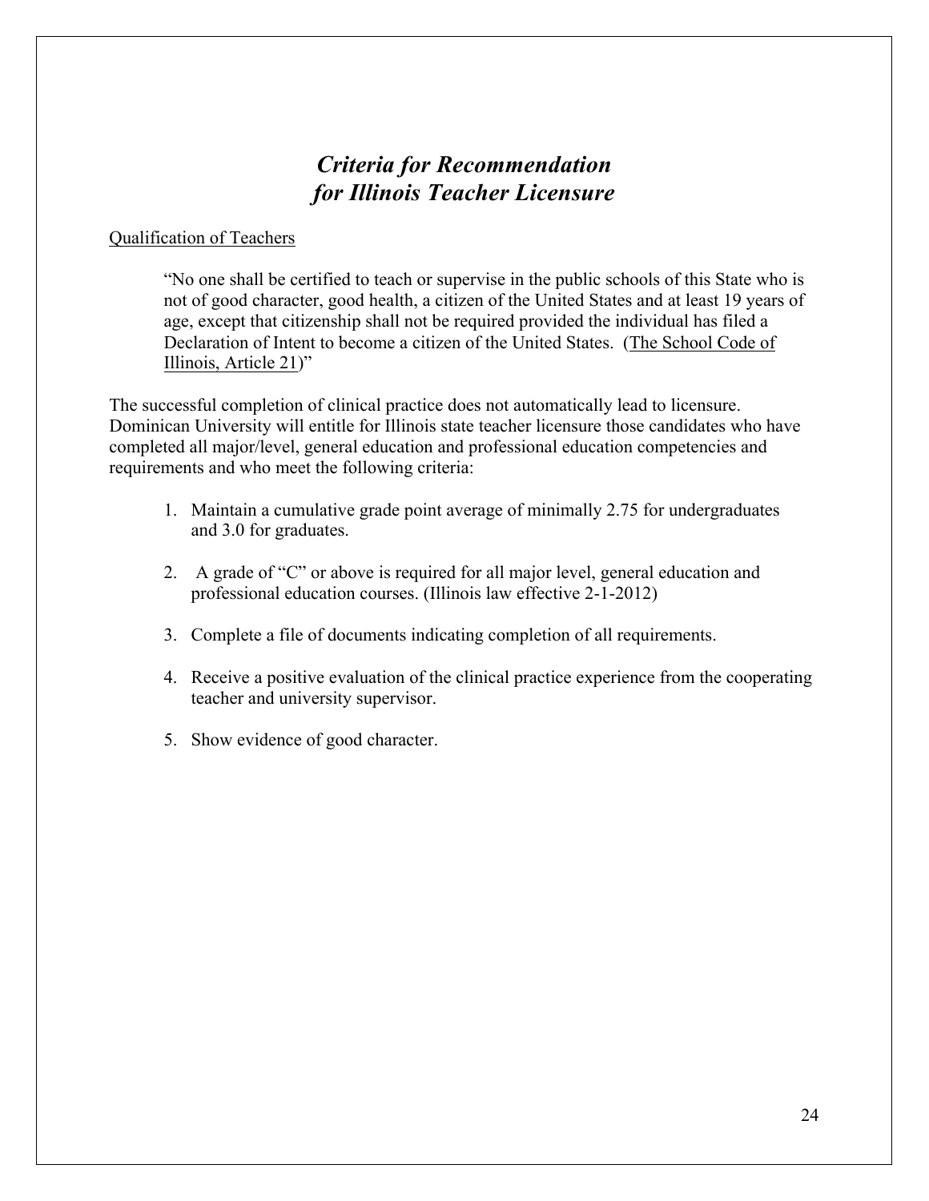# *Criteria for Recommendation for Illinois Teacher Licensure*

Qualification of Teachers

> "No one shall be certified to teach or supervise in the public schools of this State who is not of good character, good health, a citizen of the United States and at least 19 years of age, except that citizenship shall not be required provided the individual has filed a Declaration of Intent to become a citizen of the United States. (The School Code of Illinois, Article 21)"

The successful completion of clinical practice does not automatically lead to licensure. Dominican University will entitle for Illinois state teacher licensure those candidates who have completed all major/level, general education and professional education competencies and requirements and who meet the following criteria:

1. Maintain a cumulative grade point average of minimally 2.75 for undergraduates and 3.0 for graduates.
2. A grade of "C" or above is required for all major level, general education and professional education courses. (Illinois law effective 2-1-2012)
3. Complete a file of documents indicating completion of all requirements.
4. Receive a positive evaluation of the clinical practice experience from the cooperating teacher and university supervisor.
5. Show evidence of good character.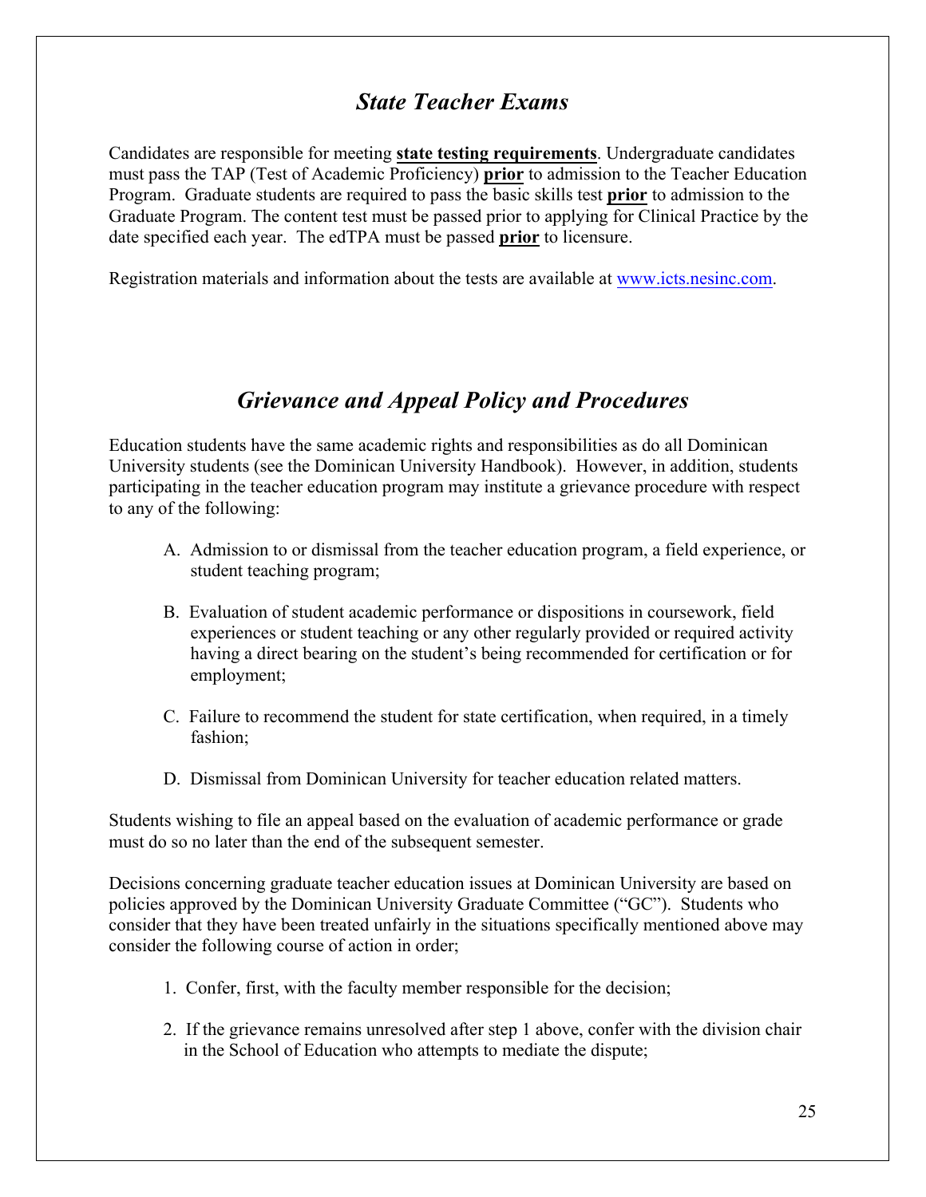## *State Teacher Exams*

Candidates are responsible for meeting **state testing requirements**. Undergraduate candidates must pass the TAP (Test of Academic Proficiency) **prior** to admission to the Teacher Education Program. Graduate students are required to pass the basic skills test **prior** to admission to the Graduate Program. The content test must be passed prior to applying for Clinical Practice by the date specified each year. The edTPA must be passed **prior** to licensure.

Registration materials and information about the tests are available at [www.icts.nesinc.com](http://www.icts.nesinc.com).

## *Grievance and Appeal Policy and Procedures*

Education students have the same academic rights and responsibilities as do all Dominican University students (see the Dominican University Handbook). However, in addition, students participating in the teacher education program may institute a grievance procedure with respect to any of the following:

A. Admission to or dismissal from the teacher education program, a field experience, or student teaching program;

B. Evaluation of student academic performance or dispositions in coursework, field experiences or student teaching or any other regularly provided or required activity having a direct bearing on the student's being recommended for certification or for employment;

C. Failure to recommend the student for state certification, when required, in a timely fashion;

D. Dismissal from Dominican University for teacher education related matters.

Students wishing to file an appeal based on the evaluation of academic performance or grade must do so no later than the end of the subsequent semester.

Decisions concerning graduate teacher education issues at Dominican University are based on policies approved by the Dominican University Graduate Committee ("GC"). Students who consider that they have been treated unfairly in the situations specifically mentioned above may consider the following course of action in order;

1. Confer, first, with the faculty member responsible for the decision;

2. If the grievance remains unresolved after step 1 above, confer with the division chair in the School of Education who attempts to mediate the dispute;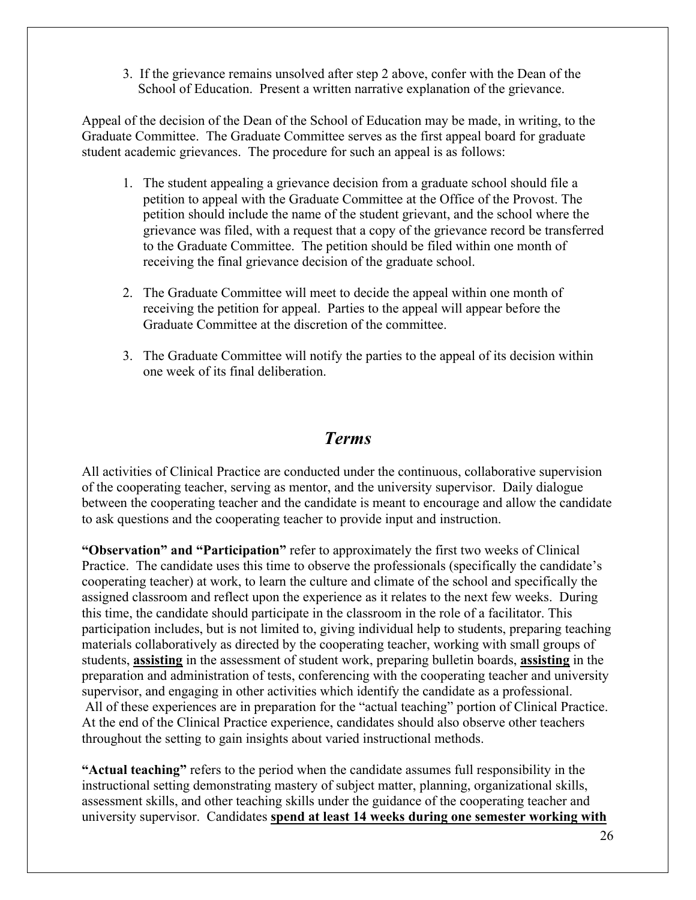3. If the grievance remains unsolved after step 2 above, confer with the Dean of the School of Education. Present a written narrative explanation of the grievance.

Appeal of the decision of the Dean of the School of Education may be made, in writing, to the Graduate Committee. The Graduate Committee serves as the first appeal board for graduate student academic grievances. The procedure for such an appeal is as follows:

1. The student appealing a grievance decision from a graduate school should file a petition to appeal with the Graduate Committee at the Office of the Provost. The petition should include the name of the student grievant, and the school where the grievance was filed, with a request that a copy of the grievance record be transferred to the Graduate Committee. The petition should be filed within one month of receiving the final grievance decision of the graduate school.

2. The Graduate Committee will meet to decide the appeal within one month of receiving the petition for appeal. Parties to the appeal will appear before the Graduate Committee at the discretion of the committee.

3. The Graduate Committee will notify the parties to the appeal of its decision within one week of its final deliberation.

## *Terms*

All activities of Clinical Practice are conducted under the continuous, collaborative supervision of the cooperating teacher, serving as mentor, and the university supervisor. Daily dialogue between the cooperating teacher and the candidate is meant to encourage and allow the candidate to ask questions and the cooperating teacher to provide input and instruction.

**"Observation" and "Participation"** refer to approximately the first two weeks of Clinical Practice. The candidate uses this time to observe the professionals (specifically the candidate's cooperating teacher) at work, to learn the culture and climate of the school and specifically the assigned classroom and reflect upon the experience as it relates to the next few weeks. During this time, the candidate should participate in the classroom in the role of a facilitator. This participation includes, but is not limited to, giving individual help to students, preparing teaching materials collaboratively as directed by the cooperating teacher, working with small groups of students, <u>**assisting**</u> in the assessment of student work, preparing bulletin boards, <u>**assisting**</u> in the preparation and administration of tests, conferencing with the cooperating teacher and university supervisor, and engaging in other activities which identify the candidate as a professional. All of these experiences are in preparation for the "actual teaching" portion of Clinical Practice. At the end of the Clinical Practice experience, candidates should also observe other teachers throughout the setting to gain insights about varied instructional methods.

**"Actual teaching"** refers to the period when the candidate assumes full responsibility in the instructional setting demonstrating mastery of subject matter, planning, organizational skills, assessment skills, and other teaching skills under the guidance of the cooperating teacher and university supervisor. Candidates <u>**spend at least 14 weeks during one semester working with**</u>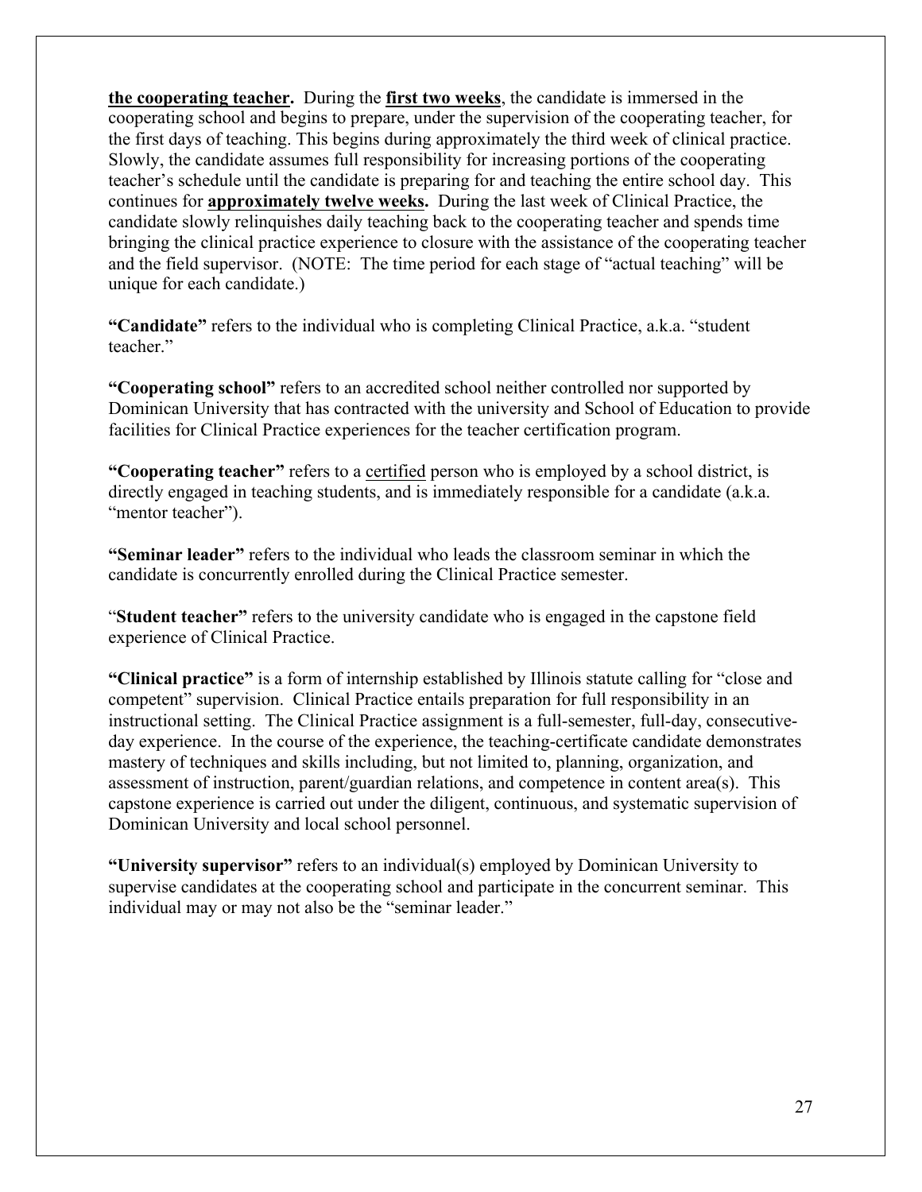**<u>the cooperating teacher</u>.** During the **<u>first two weeks</u>**, the candidate is immersed in the cooperating school and begins to prepare, under the supervision of the cooperating teacher, for the first days of teaching. This begins during approximately the third week of clinical practice. Slowly, the candidate assumes full responsibility for increasing portions of the cooperating teacher's schedule until the candidate is preparing for and teaching the entire school day. This continues for **<u>approximately twelve weeks</u>.** During the last week of Clinical Practice, the candidate slowly relinquishes daily teaching back to the cooperating teacher and spends time bringing the clinical practice experience to closure with the assistance of the cooperating teacher and the field supervisor. (NOTE: The time period for each stage of "actual teaching" will be unique for each candidate.)

**"Candidate"** refers to the individual who is completing Clinical Practice, a.k.a. "student teacher."

**"Cooperating school"** refers to an accredited school neither controlled nor supported by Dominican University that has contracted with the university and School of Education to provide facilities for Clinical Practice experiences for the teacher certification program.

**"Cooperating teacher"** refers to a <u>certified</u> person who is employed by a school district, is directly engaged in teaching students, and is immediately responsible for a candidate (a.k.a. "mentor teacher").

**"Seminar leader"** refers to the individual who leads the classroom seminar in which the candidate is concurrently enrolled during the Clinical Practice semester.

"**Student teacher"** refers to the university candidate who is engaged in the capstone field experience of Clinical Practice.

**"Clinical practice"** is a form of internship established by Illinois statute calling for "close and competent" supervision. Clinical Practice entails preparation for full responsibility in an instructional setting. The Clinical Practice assignment is a full-semester, full-day, consecutive-day experience. In the course of the experience, the teaching-certificate candidate demonstrates mastery of techniques and skills including, but not limited to, planning, organization, and assessment of instruction, parent/guardian relations, and competence in content area(s). This capstone experience is carried out under the diligent, continuous, and systematic supervision of Dominican University and local school personnel.

**"University supervisor"** refers to an individual(s) employed by Dominican University to supervise candidates at the cooperating school and participate in the concurrent seminar. This individual may or may not also be the "seminar leader."